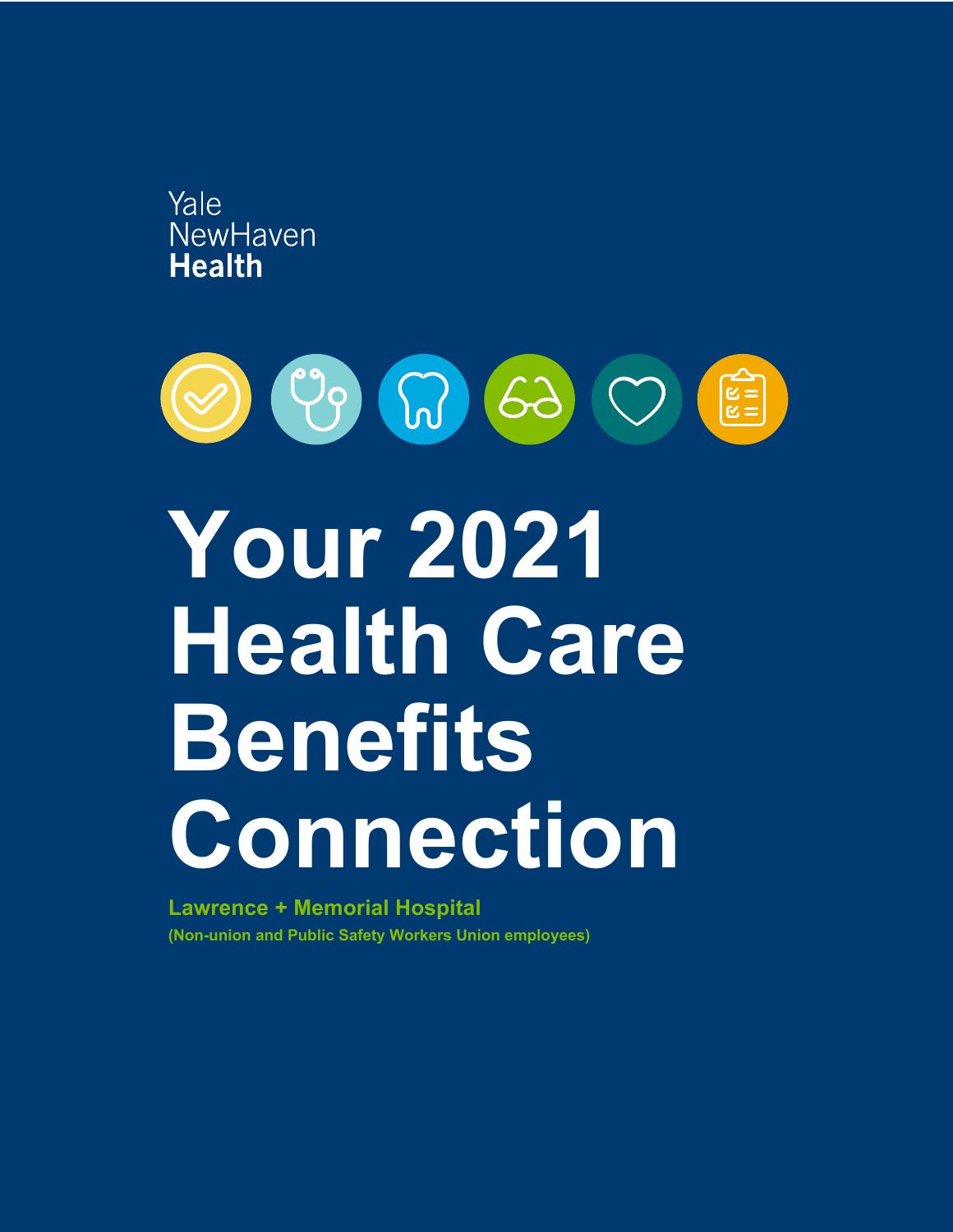Yale
NewHaven
**Health**

# Your 2021 Health Care Benefits Connection

**Lawrence + Memorial Hospital**

**(Non-union and Public Safety Workers Union employees)**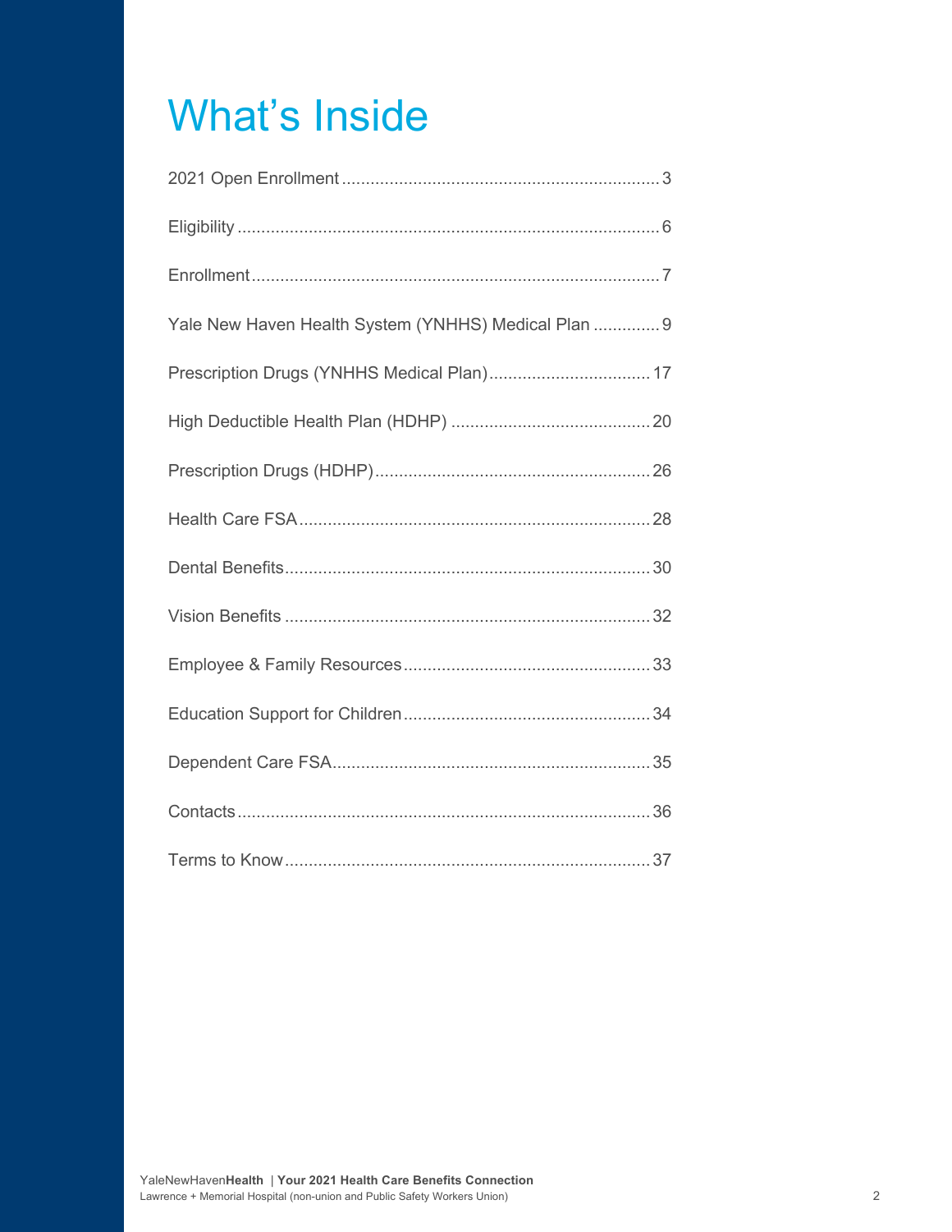# What's Inside

2021 Open Enrollment .................................................................. 3

Eligibility ........................................................................................ 6

Enrollment....................................................................................... 7

Yale New Haven Health System (YNHHS) Medical Plan .............. 9

Prescription Drugs (YNHHS Medical Plan)................................. 17

High Deductible Health Plan (HDHP) .......................................... 20

Prescription Drugs (HDHP)......................................................... 26

Health Care FSA......................................................................... 28

Dental Benefits............................................................................ 30

Vision Benefits ............................................................................ 32

Employee & Family Resources.................................................... 33

Education Support for Children.................................................... 34

Dependent Care FSA................................................................... 35

Contacts...................................................................................... 36

Terms to Know............................................................................ 37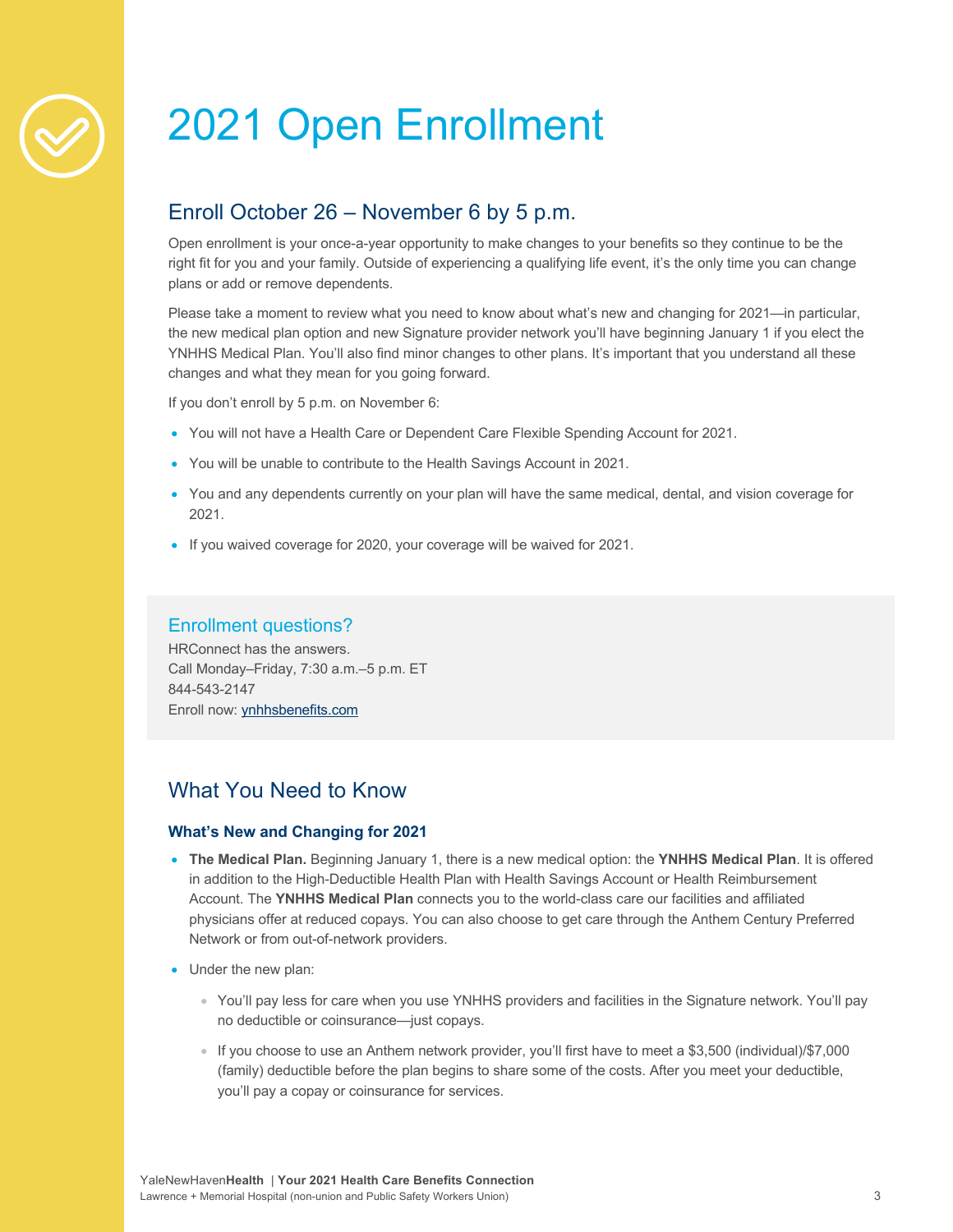# 2021 Open Enrollment

## Enroll October 26 – November 6 by 5 p.m.

Open enrollment is your once-a-year opportunity to make changes to your benefits so they continue to be the right fit for you and your family. Outside of experiencing a qualifying life event, it's the only time you can change plans or add or remove dependents.

Please take a moment to review what you need to know about what's new and changing for 2021—in particular, the new medical plan option and new Signature provider network you'll have beginning January 1 if you elect the YNHHS Medical Plan. You'll also find minor changes to other plans. It's important that you understand all these changes and what they mean for you going forward.

If you don't enroll by 5 p.m. on November 6:

- You will not have a Health Care or Dependent Care Flexible Spending Account for 2021.
- You will be unable to contribute to the Health Savings Account in 2021.
- You and any dependents currently on your plan will have the same medical, dental, and vision coverage for 2021.
- If you waived coverage for 2020, your coverage will be waived for 2021.

### Enrollment questions?

HRConnect has the answers.
Call Monday–Friday, 7:30 a.m.–5 p.m. ET
844-543-2147
Enroll now: ynhhsbenefits.com

## What You Need to Know

### What's New and Changing for 2021

- **The Medical Plan.** Beginning January 1, there is a new medical option: the **YNHHS Medical Plan**. It is offered in addition to the High-Deductible Health Plan with Health Savings Account or Health Reimbursement Account. The **YNHHS Medical Plan** connects you to the world-class care our facilities and affiliated physicians offer at reduced copays. You can also choose to get care through the Anthem Century Preferred Network or from out-of-network providers.
- Under the new plan:
  - You'll pay less for care when you use YNHHS providers and facilities in the Signature network. You'll pay no deductible or coinsurance—just copays.
  - If you choose to use an Anthem network provider, you'll first have to meet a $3,500 (individual)/$7,000 (family) deductible before the plan begins to share some of the costs. After you meet your deductible, you'll pay a copay or coinsurance for services.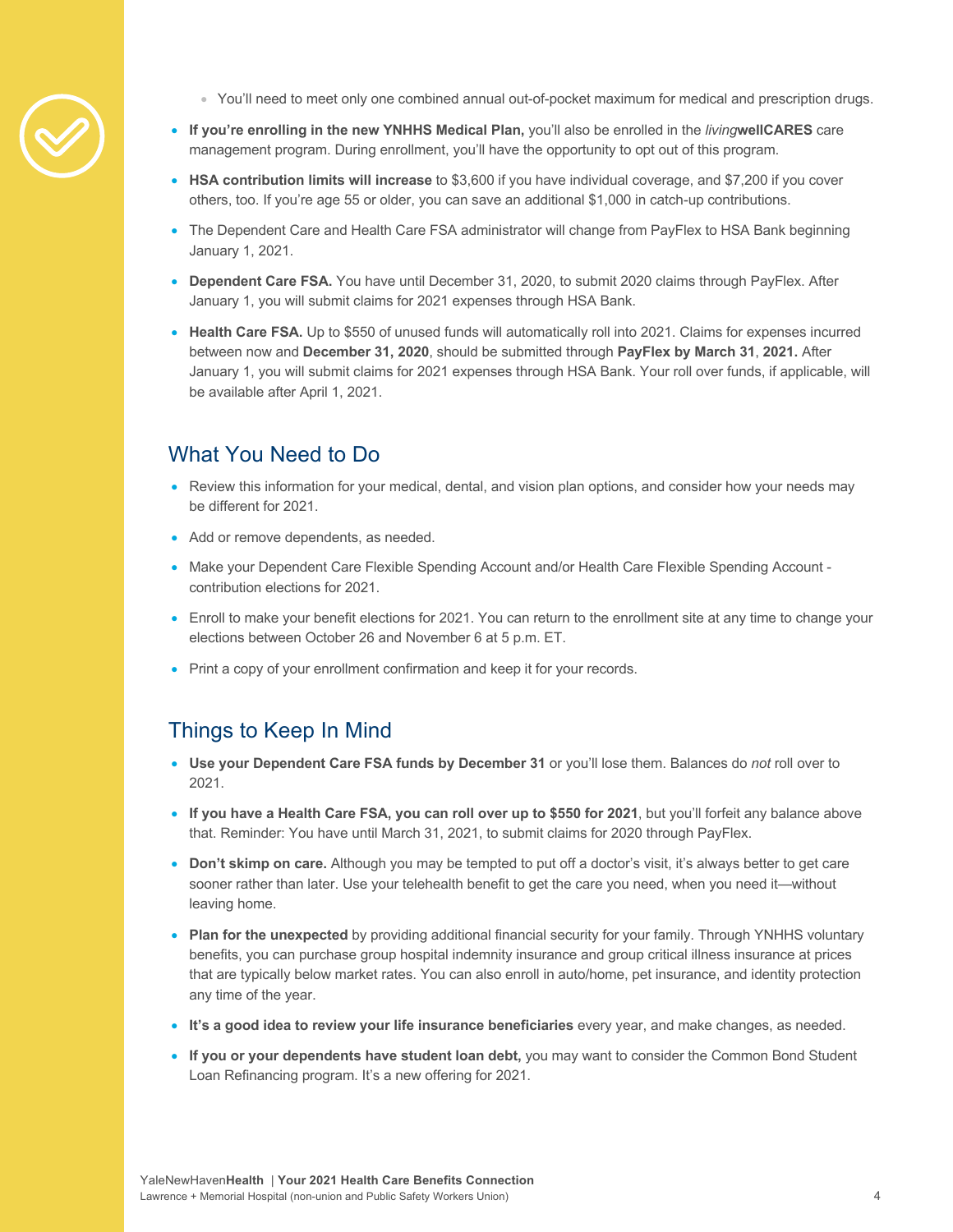- You'll need to meet only one combined annual out-of-pocket maximum for medical and prescription drugs.

- **If you're enrolling in the new YNHHS Medical Plan,** you'll also be enrolled in the *living***wellCARES** care management program. During enrollment, you'll have the opportunity to opt out of this program.
- **HSA contribution limits will increase** to $3,600 if you have individual coverage, and $7,200 if you cover others, too. If you're age 55 or older, you can save an additional $1,000 in catch-up contributions.
- The Dependent Care and Health Care FSA administrator will change from PayFlex to HSA Bank beginning January 1, 2021.
- **Dependent Care FSA.** You have until December 31, 2020, to submit 2020 claims through PayFlex. After January 1, you will submit claims for 2021 expenses through HSA Bank.
- **Health Care FSA.** Up to $550 of unused funds will automatically roll into 2021. Claims for expenses incurred between now and **December 31, 2020**, should be submitted through **PayFlex by March 31**, **2021.** After January 1, you will submit claims for 2021 expenses through HSA Bank. Your roll over funds, if applicable, will be available after April 1, 2021.

## What You Need to Do

- Review this information for your medical, dental, and vision plan options, and consider how your needs may be different for 2021.
- Add or remove dependents, as needed.
- Make your Dependent Care Flexible Spending Account and/or Health Care Flexible Spending Account - contribution elections for 2021.
- Enroll to make your benefit elections for 2021. You can return to the enrollment site at any time to change your elections between October 26 and November 6 at 5 p.m. ET.
- Print a copy of your enrollment confirmation and keep it for your records.

## Things to Keep In Mind

- **Use your Dependent Care FSA funds by December 31** or you'll lose them. Balances do *not* roll over to 2021.
- **If you have a Health Care FSA, you can roll over up to $550 for 2021**, but you'll forfeit any balance above that. Reminder: You have until March 31, 2021, to submit claims for 2020 through PayFlex.
- **Don't skimp on care.** Although you may be tempted to put off a doctor's visit, it's always better to get care sooner rather than later. Use your telehealth benefit to get the care you need, when you need it—without leaving home.
- **Plan for the unexpected** by providing additional financial security for your family. Through YNHHS voluntary benefits, you can purchase group hospital indemnity insurance and group critical illness insurance at prices that are typically below market rates. You can also enroll in auto/home, pet insurance, and identity protection any time of the year.
- **It's a good idea to review your life insurance beneficiaries** every year, and make changes, as needed.
- **If you or your dependents have student loan debt,** you may want to consider the Common Bond Student Loan Refinancing program. It's a new offering for 2021.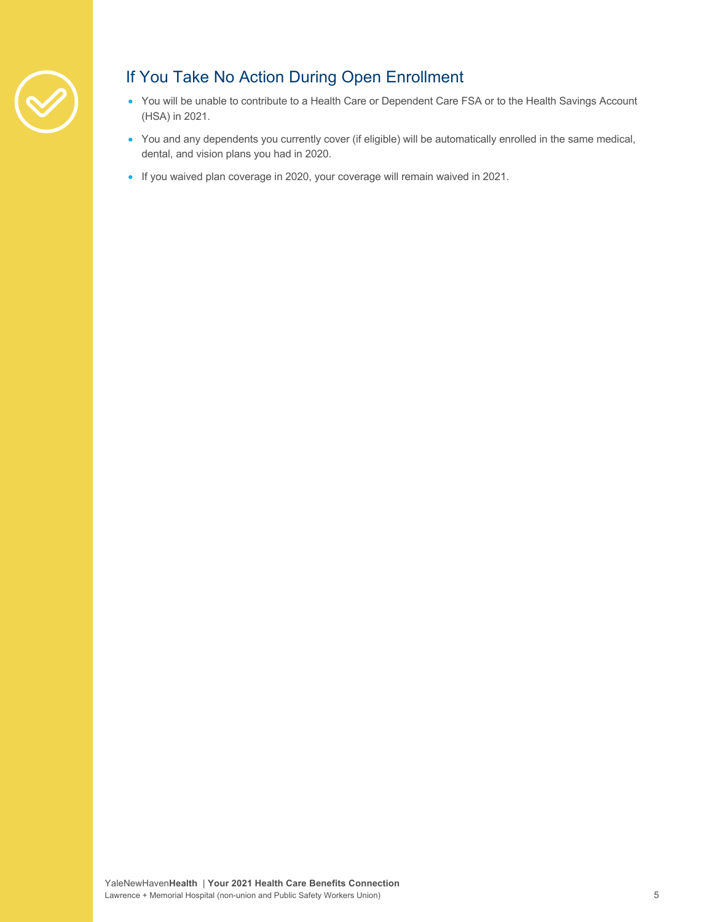## If You Take No Action During Open Enrollment

- You will be unable to contribute to a Health Care or Dependent Care FSA or to the Health Savings Account (HSA) in 2021.
- You and any dependents you currently cover (if eligible) will be automatically enrolled in the same medical, dental, and vision plans you had in 2020.
- If you waived plan coverage in 2020, your coverage will remain waived in 2021.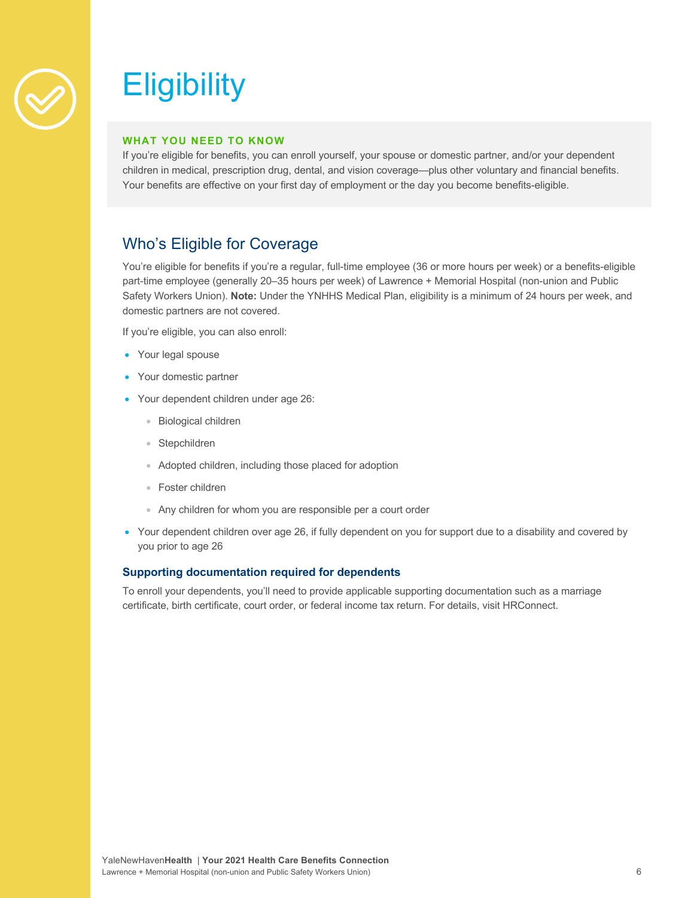# Eligibility

**WHAT YOU NEED TO KNOW**

If you're eligible for benefits, you can enroll yourself, your spouse or domestic partner, and/or your dependent children in medical, prescription drug, dental, and vision coverage—plus other voluntary and financial benefits. Your benefits are effective on your first day of employment or the day you become benefits-eligible.

## Who's Eligible for Coverage

You're eligible for benefits if you're a regular, full-time employee (36 or more hours per week) or a benefits-eligible part-time employee (generally 20–35 hours per week) of Lawrence + Memorial Hospital (non-union and Public Safety Workers Union). **Note:** Under the YNHHS Medical Plan, eligibility is a minimum of 24 hours per week, and domestic partners are not covered.

If you're eligible, you can also enroll:

- Your legal spouse
- Your domestic partner
- Your dependent children under age 26:
  - Biological children
  - Stepchildren
  - Adopted children, including those placed for adoption
  - Foster children
  - Any children for whom you are responsible per a court order
- Your dependent children over age 26, if fully dependent on you for support due to a disability and covered by you prior to age 26

### Supporting documentation required for dependents

To enroll your dependents, you'll need to provide applicable supporting documentation such as a marriage certificate, birth certificate, court order, or federal income tax return. For details, visit HRConnect.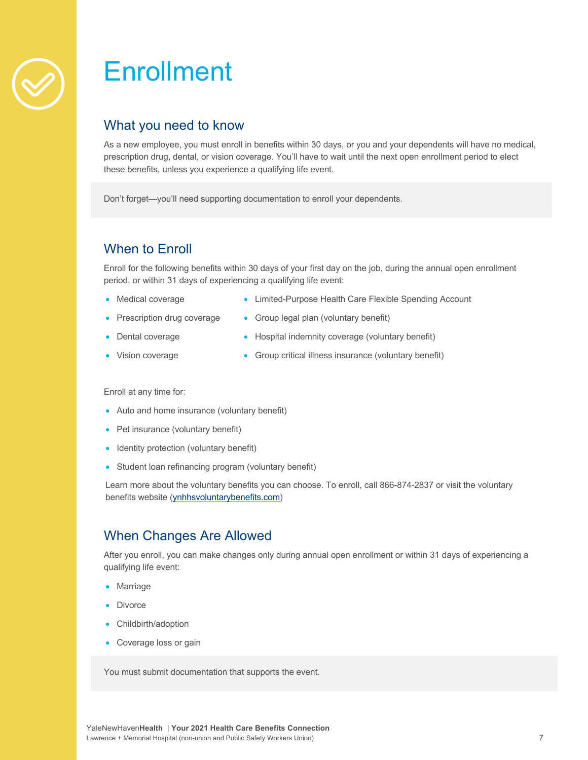# Enrollment

## What you need to know

As a new employee, you must enroll in benefits within 30 days, or you and your dependents will have no medical, prescription drug, dental, or vision coverage. You'll have to wait until the next open enrollment period to elect these benefits, unless you experience a qualifying life event.

Don't forget—you'll need supporting documentation to enroll your dependents.

## When to Enroll

Enroll for the following benefits within 30 days of your first day on the job, during the annual open enrollment period, or within 31 days of experiencing a qualifying life event:

- Medical coverage
- Prescription drug coverage
- Dental coverage
- Vision coverage
- Limited-Purpose Health Care Flexible Spending Account
- Group legal plan (voluntary benefit)
- Hospital indemnity coverage (voluntary benefit)
- Group critical illness insurance (voluntary benefit)

Enroll at any time for:

- Auto and home insurance (voluntary benefit)
- Pet insurance (voluntary benefit)
- Identity protection (voluntary benefit)
- Student loan refinancing program (voluntary benefit)

Learn more about the voluntary benefits you can choose. To enroll, call 866-874-2837 or visit the voluntary benefits website (ynhhsvoluntarybenefits.com)

## When Changes Are Allowed

After you enroll, you can make changes only during annual open enrollment or within 31 days of experiencing a qualifying life event:

- Marriage
- Divorce
- Childbirth/adoption
- Coverage loss or gain

You must submit documentation that supports the event.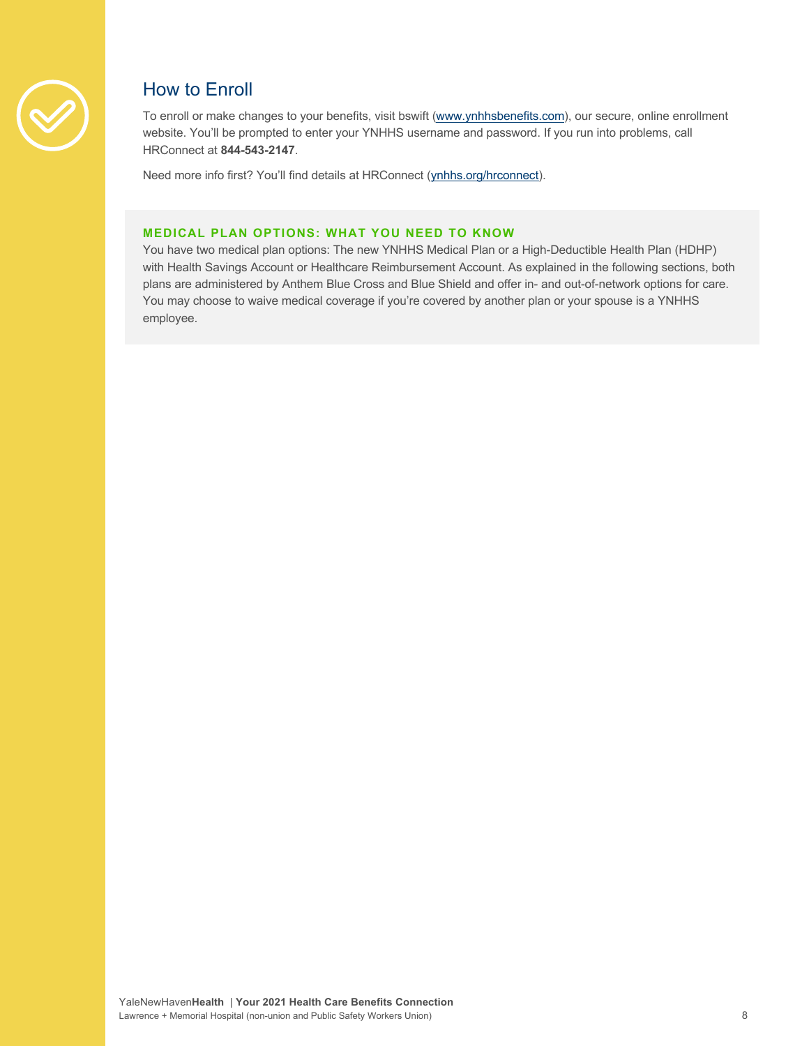## How to Enroll

To enroll or make changes to your benefits, visit bswift (www.ynhhsbenefits.com), our secure, online enrollment website. You'll be prompted to enter your YNHHS username and password. If you run into problems, call HRConnect at **844-543-2147**.

Need more info first? You'll find details at HRConnect (ynhhs.org/hrconnect).

### MEDICAL PLAN OPTIONS: WHAT YOU NEED TO KNOW

You have two medical plan options: The new YNHHS Medical Plan or a High-Deductible Health Plan (HDHP) with Health Savings Account or Healthcare Reimbursement Account. As explained in the following sections, both plans are administered by Anthem Blue Cross and Blue Shield and offer in- and out-of-network options for care. You may choose to waive medical coverage if you're covered by another plan or your spouse is a YNHHS employee.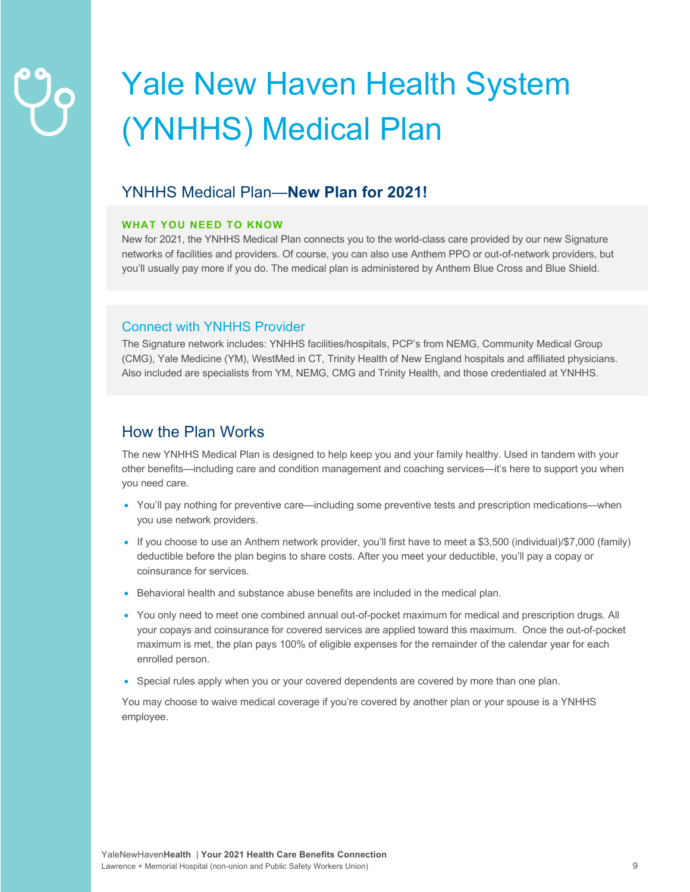# Yale New Haven Health System (YNHHS) Medical Plan

## YNHHS Medical Plan—**New Plan for 2021!**

**WHAT YOU NEED TO KNOW**

New for 2021, the YNHHS Medical Plan connects you to the world-class care provided by our new Signature networks of facilities and providers. Of course, you can also use Anthem PPO or out-of-network providers, but you'll usually pay more if you do. The medical plan is administered by Anthem Blue Cross and Blue Shield.

### Connect with YNHHS Provider

The Signature network includes: YNHHS facilities/hospitals, PCP's from NEMG, Community Medical Group (CMG), Yale Medicine (YM), WestMed in CT, Trinity Health of New England hospitals and affiliated physicians. Also included are specialists from YM, NEMG, CMG and Trinity Health, and those credentialed at YNHHS.

## How the Plan Works

The new YNHHS Medical Plan is designed to help keep you and your family healthy. Used in tandem with your other benefits—including care and condition management and coaching services—it's here to support you when you need care.

- You'll pay nothing for preventive care—including some preventive tests and prescription medications—when you use network providers.
- If you choose to use an Anthem network provider, you'll first have to meet a $3,500 (individual)/$7,000 (family) deductible before the plan begins to share costs. After you meet your deductible, you'll pay a copay or coinsurance for services.
- Behavioral health and substance abuse benefits are included in the medical plan.
- You only need to meet one combined annual out-of-pocket maximum for medical and prescription drugs. All your copays and coinsurance for covered services are applied toward this maximum. Once the out-of-pocket maximum is met, the plan pays 100% of eligible expenses for the remainder of the calendar year for each enrolled person.
- Special rules apply when you or your covered dependents are covered by more than one plan.

You may choose to waive medical coverage if you're covered by another plan or your spouse is a YNHHS employee.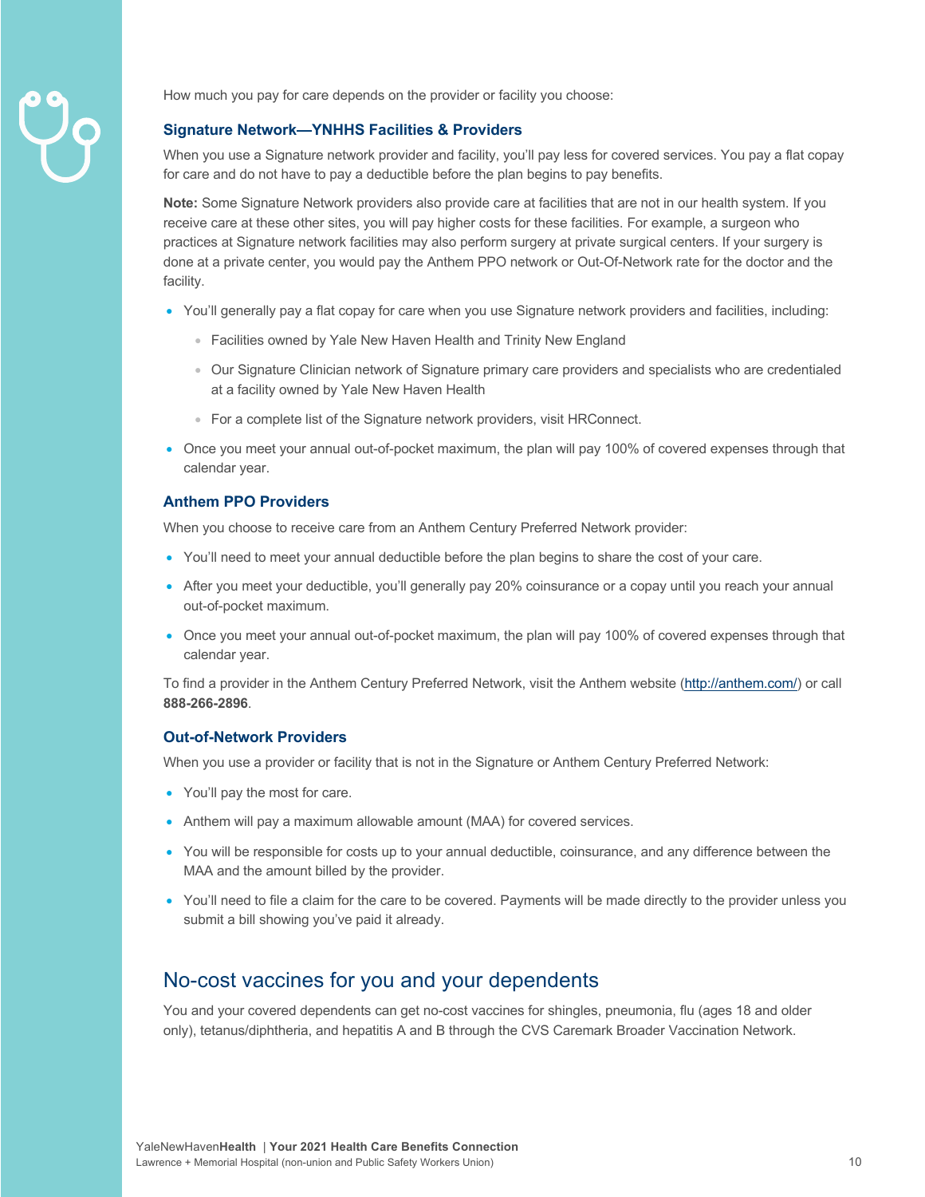How much you pay for care depends on the provider or facility you choose:

### Signature Network—YNHHS Facilities & Providers

When you use a Signature network provider and facility, you'll pay less for covered services. You pay a flat copay for care and do not have to pay a deductible before the plan begins to pay benefits.

**Note:** Some Signature Network providers also provide care at facilities that are not in our health system. If you receive care at these other sites, you will pay higher costs for these facilities. For example, a surgeon who practices at Signature network facilities may also perform surgery at private surgical centers. If your surgery is done at a private center, you would pay the Anthem PPO network or Out-Of-Network rate for the doctor and the facility.

- You'll generally pay a flat copay for care when you use Signature network providers and facilities, including:
  - Facilities owned by Yale New Haven Health and Trinity New England
  - Our Signature Clinician network of Signature primary care providers and specialists who are credentialed at a facility owned by Yale New Haven Health
  - For a complete list of the Signature network providers, visit HRConnect.
- Once you meet your annual out-of-pocket maximum, the plan will pay 100% of covered expenses through that calendar year.

### Anthem PPO Providers

When you choose to receive care from an Anthem Century Preferred Network provider:

- You'll need to meet your annual deductible before the plan begins to share the cost of your care.
- After you meet your deductible, you'll generally pay 20% coinsurance or a copay until you reach your annual out-of-pocket maximum.
- Once you meet your annual out-of-pocket maximum, the plan will pay 100% of covered expenses through that calendar year.

To find a provider in the Anthem Century Preferred Network, visit the Anthem website (http://anthem.com/) or call **888-266-2896**.

### Out-of-Network Providers

When you use a provider or facility that is not in the Signature or Anthem Century Preferred Network:

- You'll pay the most for care.
- Anthem will pay a maximum allowable amount (MAA) for covered services.
- You will be responsible for costs up to your annual deductible, coinsurance, and any difference between the MAA and the amount billed by the provider.
- You'll need to file a claim for the care to be covered. Payments will be made directly to the provider unless you submit a bill showing you've paid it already.

## No-cost vaccines for you and your dependents

You and your covered dependents can get no-cost vaccines for shingles, pneumonia, flu (ages 18 and older only), tetanus/diphtheria, and hepatitis A and B through the CVS Caremark Broader Vaccination Network.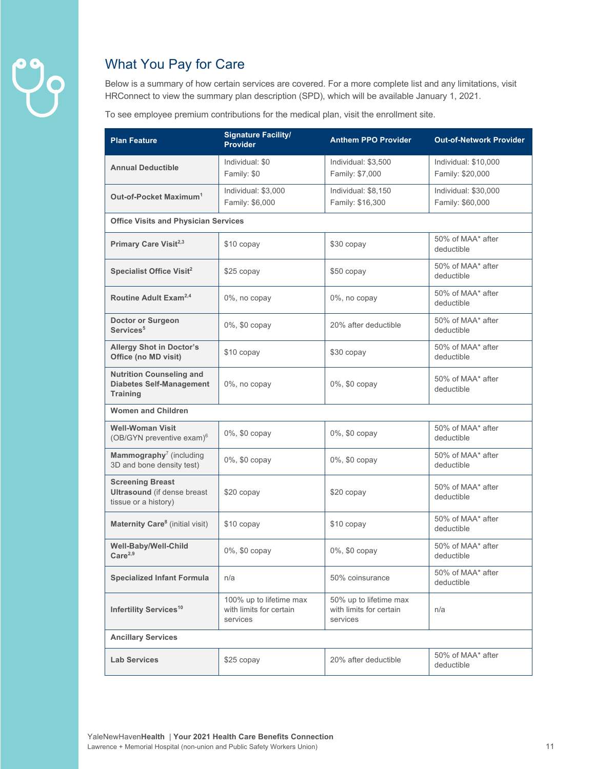## What You Pay for Care

Below is a summary of how certain services are covered. For a more complete list and any limitations, visit HRConnect to view the summary plan description (SPD), which will be available January 1, 2021.

To see employee premium contributions for the medical plan, visit the enrollment site.

| Plan Feature | Signature Facility/ Provider | Anthem PPO Provider | Out-of-Network Provider |
|---|---|---|---|
| **Annual Deductible** | Individual: $0<br>Family: $0 | Individual: $3,500<br>Family: $7,000 | Individual: $10,000<br>Family: $20,000 |
| **Out-of-Pocket Maximum**[1] | Individual: $3,000<br>Family: $6,000 | Individual: $8,150<br>Family: $16,300 | Individual: $30,000<br>Family: $60,000 |
| **Office Visits and Physician Services** | | | |
| **Primary Care Visit**[2,3] | $10 copay | $30 copay | 50% of MAA* after deductible |
| **Specialist Office Visit**[2] | $25 copay | $50 copay | 50% of MAA* after deductible |
| **Routine Adult Exam**[2,4] | 0%, no copay | 0%, no copay | 50% of MAA* after deductible |
| **Doctor or Surgeon Services**[5] | 0%, $0 copay | 20% after deductible | 50% of MAA* after deductible |
| **Allergy Shot in Doctor's Office (no MD visit)** | $10 copay | $30 copay | 50% of MAA* after deductible |
| **Nutrition Counseling and Diabetes Self-Management Training** | 0%, no copay | 0%, $0 copay | 50% of MAA* after deductible |
| **Women and Children** | | | |
| **Well-Woman Visit** (OB/GYN preventive exam)[6] | 0%, $0 copay | 0%, $0 copay | 50% of MAA* after deductible |
| **Mammography**[7] (including 3D and bone density test) | 0%, $0 copay | 0%, $0 copay | 50% of MAA* after deductible |
| **Screening Breast Ultrasound** (if dense breast tissue or a history) | $20 copay | $20 copay | 50% of MAA* after deductible |
| **Maternity Care**[8] (initial visit) | $10 copay | $10 copay | 50% of MAA* after deductible |
| **Well-Baby/Well-Child Care**[2,9] | 0%, $0 copay | 0%, $0 copay | 50% of MAA* after deductible |
| **Specialized Infant Formula** | n/a | 50% coinsurance | 50% of MAA* after deductible |
| **Infertility Services**[10] | 100% up to lifetime max with limits for certain services | 50% up to lifetime max with limits for certain services | n/a |
| **Ancillary Services** | | | |
| **Lab Services** | $25 copay | 20% after deductible | 50% of MAA* after deductible |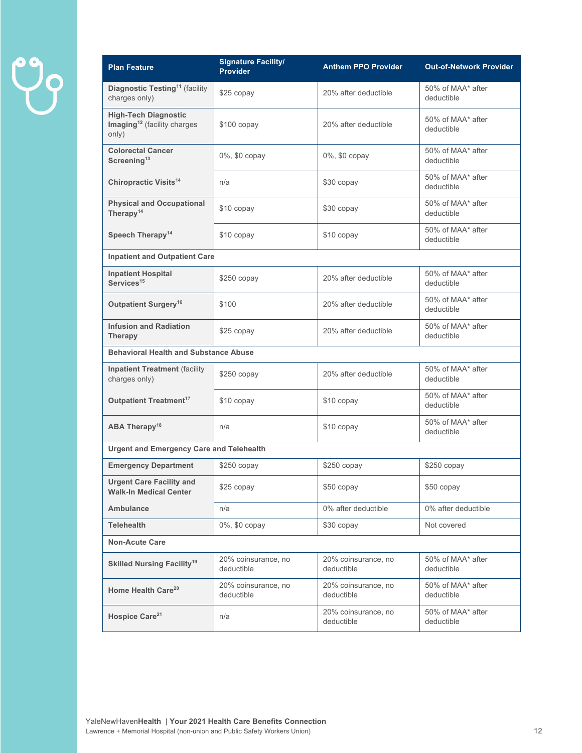| Plan Feature | Signature Facility/ Provider | Anthem PPO Provider | Out-of-Network Provider |
|---|---|---|---|
| **Diagnostic Testing**[11] (facility charges only) | $25 copay | 20% after deductible | 50% of MAA* after deductible |
| **High-Tech Diagnostic Imaging**[12] (facility charges only) | $100 copay | 20% after deductible | 50% of MAA* after deductible |
| **Colorectal Cancer Screening**[13] | 0%, $0 copay | 0%, $0 copay | 50% of MAA* after deductible |
| **Chiropractic Visits**[14] | n/a | $30 copay | 50% of MAA* after deductible |
| **Physical and Occupational Therapy**[14] | $10 copay | $30 copay | 50% of MAA* after deductible |
| **Speech Therapy**[14] | $10 copay | $10 copay | 50% of MAA* after deductible |
| **Inpatient and Outpatient Care** | | | |
| **Inpatient Hospital Services**[15] | $250 copay | 20% after deductible | 50% of MAA* after deductible |
| **Outpatient Surgery**[16] | $100 | 20% after deductible | 50% of MAA* after deductible |
| **Infusion and Radiation Therapy** | $25 copay | 20% after deductible | 50% of MAA* after deductible |
| **Behavioral Health and Substance Abuse** | | | |
| **Inpatient Treatment** (facility charges only) | $250 copay | 20% after deductible | 50% of MAA* after deductible |
| **Outpatient Treatment**[17] | $10 copay | $10 copay | 50% of MAA* after deductible |
| **ABA Therapy**[18] | n/a | $10 copay | 50% of MAA* after deductible |
| **Urgent and Emergency Care and Telehealth** | | | |
| **Emergency Department** | $250 copay | $250 copay | $250 copay |
| **Urgent Care Facility and Walk-In Medical Center** | $25 copay | $50 copay | $50 copay |
| **Ambulance** | n/a | 0% after deductible | 0% after deductible |
| **Telehealth** | 0%, $0 copay | $30 copay | Not covered |
| **Non-Acute Care** | | | |
| **Skilled Nursing Facility**[19] | 20% coinsurance, no deductible | 20% coinsurance, no deductible | 50% of MAA* after deductible |
| **Home Health Care**[20] | 20% coinsurance, no deductible | 20% coinsurance, no deductible | 50% of MAA* after deductible |
| **Hospice Care**[21] | n/a | 20% coinsurance, no deductible | 50% of MAA* after deductible |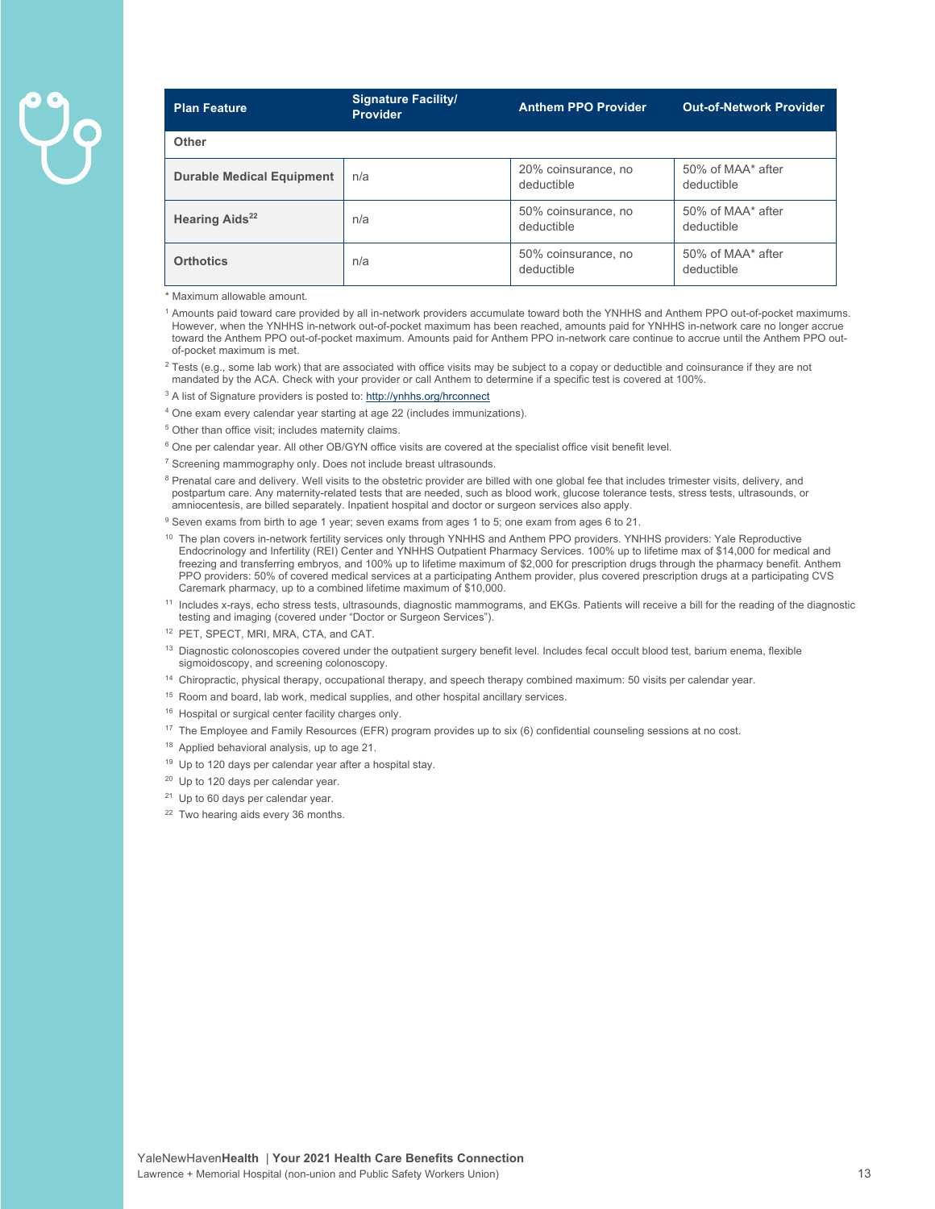| Plan Feature | Signature Facility/ Provider | Anthem PPO Provider | Out-of-Network Provider |
|---|---|---|---|
| **Other** | | | |
| **Durable Medical Equipment** | n/a | 20% coinsurance, no deductible | 50% of MAA* after deductible |
| **Hearing Aids**[22] | n/a | 50% coinsurance, no deductible | 50% of MAA* after deductible |
| **Orthotics** | n/a | 50% coinsurance, no deductible | 50% of MAA* after deductible |

* Maximum allowable amount.

[1] Amounts paid toward care provided by all in-network providers accumulate toward both the YNHHS and Anthem PPO out-of-pocket maximums. However, when the YNHHS in-network out-of-pocket maximum has been reached, amounts paid for YNHHS in-network care no longer accrue toward the Anthem PPO out-of-pocket maximum. Amounts paid for Anthem PPO in-network care continue to accrue until the Anthem PPO out-of-pocket maximum is met.

[2] Tests (e.g., some lab work) that are associated with office visits may be subject to a copay or deductible and coinsurance if they are not mandated by the ACA. Check with your provider or call Anthem to determine if a specific test is covered at 100%.

[3] A list of Signature providers is posted to: http://ynhhs.org/hrconnect

[4] One exam every calendar year starting at age 22 (includes immunizations).

[5] Other than office visit; includes maternity claims.

[6] One per calendar year. All other OB/GYN office visits are covered at the specialist office visit benefit level.

[7] Screening mammography only. Does not include breast ultrasounds.

[8] Prenatal care and delivery. Well visits to the obstetric provider are billed with one global fee that includes trimester visits, delivery, and postpartum care. Any maternity-related tests that are needed, such as blood work, glucose tolerance tests, stress tests, ultrasounds, or amniocentesis, are billed separately. Inpatient hospital and doctor or surgeon services also apply.

[9] Seven exams from birth to age 1 year; seven exams from ages 1 to 5; one exam from ages 6 to 21.

[10] The plan covers in-network fertility services only through YNHHS and Anthem PPO providers. YNHHS providers: Yale Reproductive Endocrinology and Infertility (REI) Center and YNHHS Outpatient Pharmacy Services. 100% up to lifetime max of $14,000 for medical and freezing and transferring embryos, and 100% up to lifetime maximum of $2,000 for prescription drugs through the pharmacy benefit. Anthem PPO providers: 50% of covered medical services at a participating Anthem provider, plus covered prescription drugs at a participating CVS Caremark pharmacy, up to a combined lifetime maximum of $10,000.

[11] Includes x-rays, echo stress tests, ultrasounds, diagnostic mammograms, and EKGs. Patients will receive a bill for the reading of the diagnostic testing and imaging (covered under "Doctor or Surgeon Services").

[12] PET, SPECT, MRI, MRA, CTA, and CAT.

[13] Diagnostic colonoscopies covered under the outpatient surgery benefit level. Includes fecal occult blood test, barium enema, flexible sigmoidoscopy, and screening colonoscopy.

[14] Chiropractic, physical therapy, occupational therapy, and speech therapy combined maximum: 50 visits per calendar year.

[15] Room and board, lab work, medical supplies, and other hospital ancillary services.

[16] Hospital or surgical center facility charges only.

[17] The Employee and Family Resources (EFR) program provides up to six (6) confidential counseling sessions at no cost.

[18] Applied behavioral analysis, up to age 21.

[19] Up to 120 days per calendar year after a hospital stay.

[20] Up to 120 days per calendar year.

[21] Up to 60 days per calendar year.

[22] Two hearing aids every 36 months.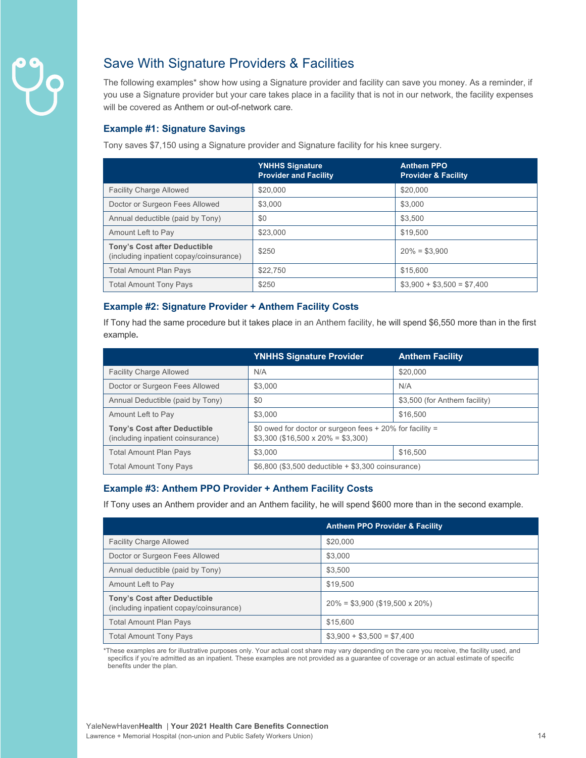## Save With Signature Providers & Facilities

The following examples* show how using a Signature provider and facility can save you money. As a reminder, if you use a Signature provider but your care takes place in a facility that is not in our network, the facility expenses will be covered as Anthem or out-of-network care.

### Example #1: Signature Savings

Tony saves $7,150 using a Signature provider and Signature facility for his knee surgery.

| | YNHHS Signature Provider and Facility | Anthem PPO Provider & Facility |
|---|---|---|
| Facility Charge Allowed | $20,000 | $20,000 |
| Doctor or Surgeon Fees Allowed | $3,000 | $3,000 |
| Annual deductible (paid by Tony) | $0 | $3,500 |
| Amount Left to Pay | $23,000 | $19,500 |
| **Tony's Cost after Deductible** (including inpatient copay/coinsurance) | $250 | 20% = $3,900 |
| Total Amount Plan Pays | $22,750 | $15,600 |
| Total Amount Tony Pays | $250 | $3,900 + $3,500 = $7,400 |

### Example #2: Signature Provider + Anthem Facility Costs

If Tony had the same procedure but it takes place in an Anthem facility, he will spend $6,550 more than in the first example.

| | YNHHS Signature Provider | Anthem Facility |
|---|---|---|
| Facility Charge Allowed | N/A | $20,000 |
| Doctor or Surgeon Fees Allowed | $3,000 | N/A |
| Annual Deductible (paid by Tony) | $0 | $3,500 (for Anthem facility) |
| Amount Left to Pay | $3,000 | $16,500 |
| **Tony's Cost after Deductible** (including inpatient coinsurance) | $0 owed for doctor or surgeon fees + 20% for facility = $3,300 ($16,500 x 20% = $3,300) | |
| Total Amount Plan Pays | $3,000 | $16,500 |
| Total Amount Tony Pays | $6,800 ($3,500 deductible + $3,300 coinsurance) | |

### Example #3: Anthem PPO Provider + Anthem Facility Costs

If Tony uses an Anthem provider and an Anthem facility, he will spend $600 more than in the second example.

| | Anthem PPO Provider & Facility |
|---|---|
| Facility Charge Allowed | $20,000 |
| Doctor or Surgeon Fees Allowed | $3,000 |
| Annual deductible (paid by Tony) | $3,500 |
| Amount Left to Pay | $19,500 |
| **Tony's Cost after Deductible** (including inpatient copay/coinsurance) | 20% = $3,900 ($19,500 x 20%) |
| Total Amount Plan Pays | $15,600 |
| Total Amount Tony Pays | $3,900 + $3,500 = $7,400 |

*These examples are for illustrative purposes only. Your actual cost share may vary depending on the care you receive, the facility used, and specifics if you're admitted as an inpatient. These examples are not provided as a guarantee of coverage or an actual estimate of specific benefits under the plan.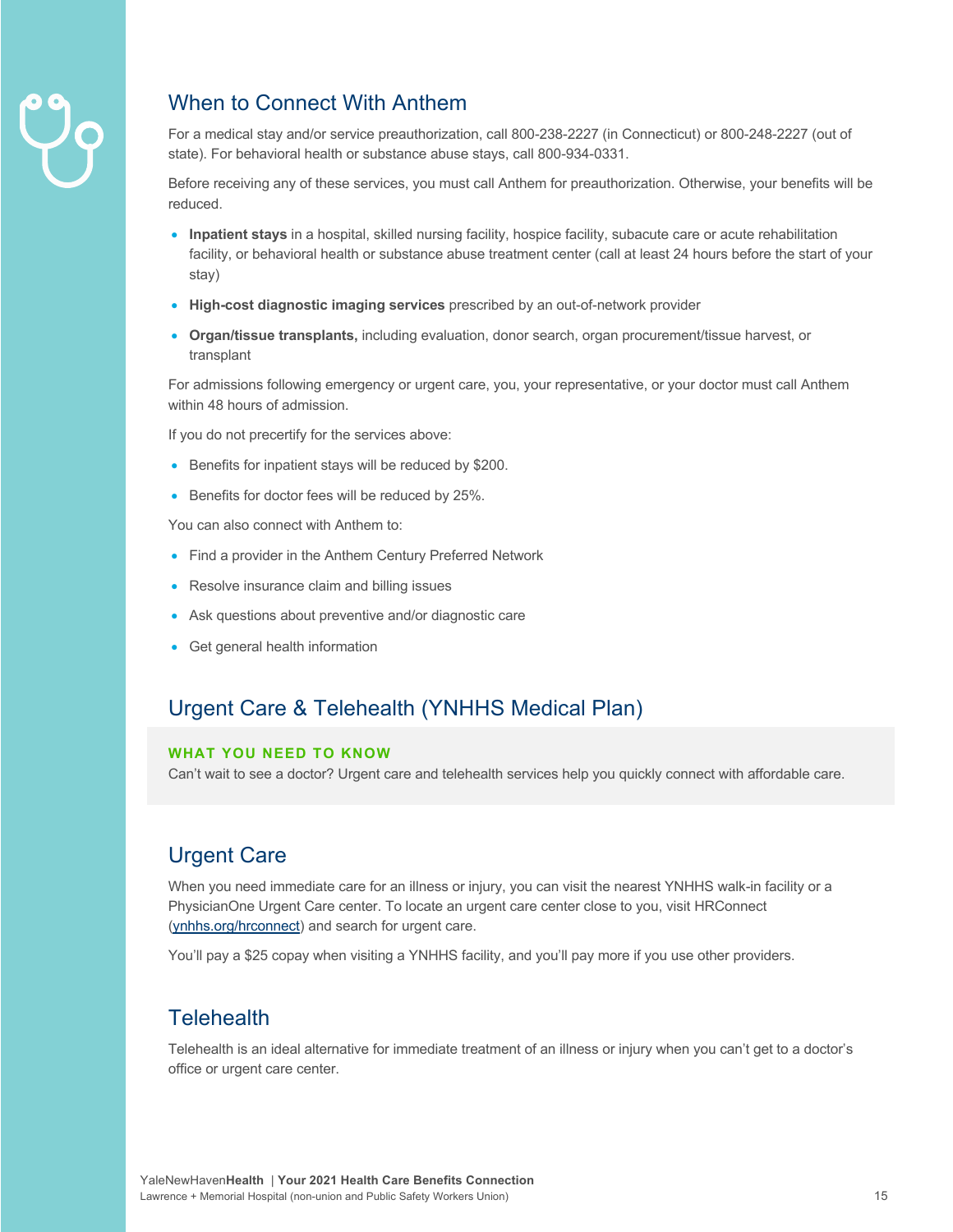## When to Connect With Anthem

For a medical stay and/or service preauthorization, call 800-238-2227 (in Connecticut) or 800-248-2227 (out of state). For behavioral health or substance abuse stays, call 800-934-0331.

Before receiving any of these services, you must call Anthem for preauthorization. Otherwise, your benefits will be reduced.

- **Inpatient stays** in a hospital, skilled nursing facility, hospice facility, subacute care or acute rehabilitation facility, or behavioral health or substance abuse treatment center (call at least 24 hours before the start of your stay)
- **High-cost diagnostic imaging services** prescribed by an out-of-network provider
- **Organ/tissue transplants,** including evaluation, donor search, organ procurement/tissue harvest, or transplant

For admissions following emergency or urgent care, you, your representative, or your doctor must call Anthem within 48 hours of admission.

If you do not precertify for the services above:

- Benefits for inpatient stays will be reduced by $200.
- Benefits for doctor fees will be reduced by 25%.

You can also connect with Anthem to:

- Find a provider in the Anthem Century Preferred Network
- Resolve insurance claim and billing issues
- Ask questions about preventive and/or diagnostic care
- Get general health information

## Urgent Care & Telehealth (YNHHS Medical Plan)

**WHAT YOU NEED TO KNOW**

Can't wait to see a doctor? Urgent care and telehealth services help you quickly connect with affordable care.

## Urgent Care

When you need immediate care for an illness or injury, you can visit the nearest YNHHS walk-in facility or a PhysicianOne Urgent Care center. To locate an urgent care center close to you, visit HRConnect (ynhhs.org/hrconnect) and search for urgent care.

You'll pay a $25 copay when visiting a YNHHS facility, and you'll pay more if you use other providers.

## Telehealth

Telehealth is an ideal alternative for immediate treatment of an illness or injury when you can't get to a doctor's office or urgent care center.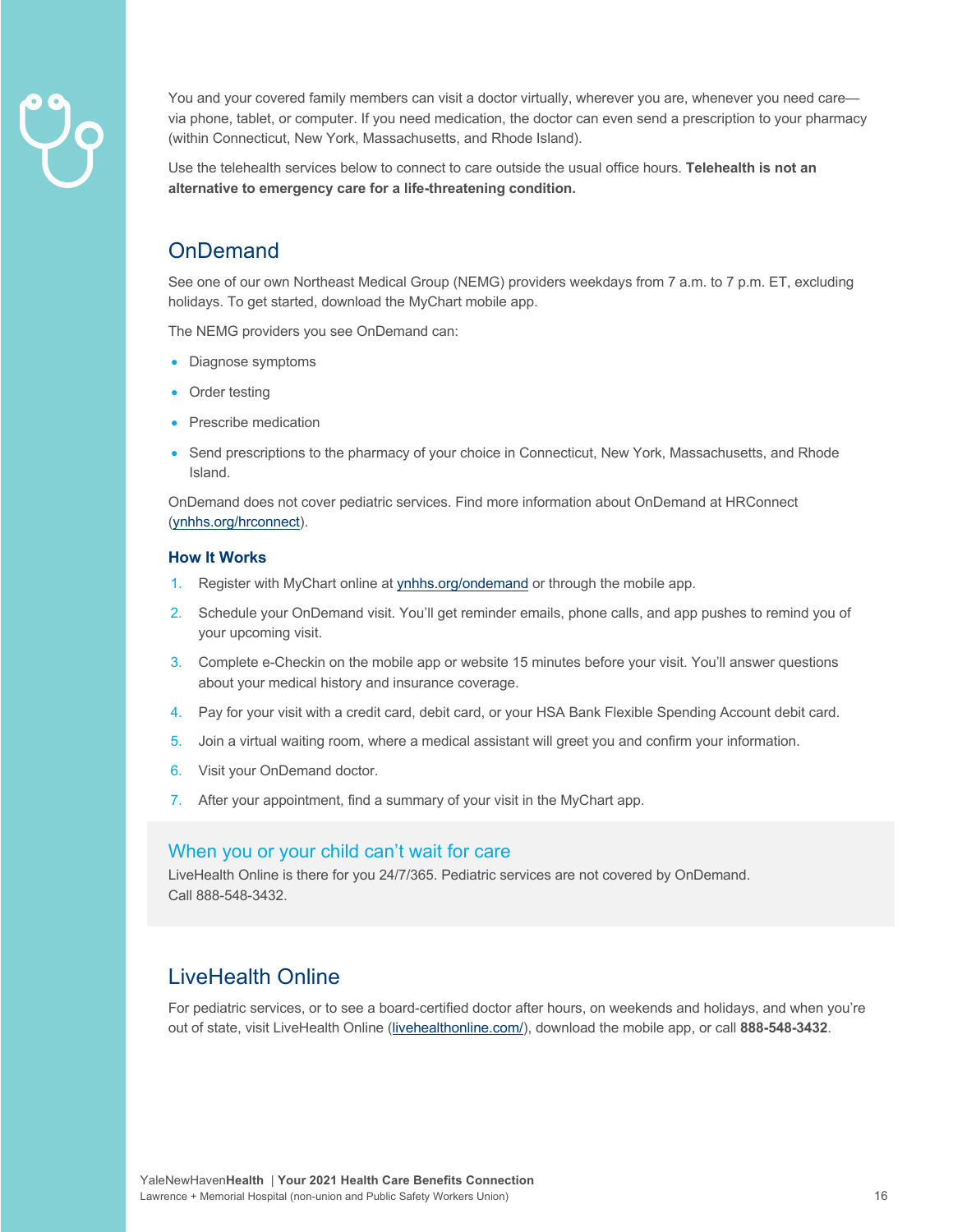You and your covered family members can visit a doctor virtually, wherever you are, whenever you need care—via phone, tablet, or computer. If you need medication, the doctor can even send a prescription to your pharmacy (within Connecticut, New York, Massachusetts, and Rhode Island).

Use the telehealth services below to connect to care outside the usual office hours. **Telehealth is not an alternative to emergency care for a life-threatening condition.**

## OnDemand

See one of our own Northeast Medical Group (NEMG) providers weekdays from 7 a.m. to 7 p.m. ET, excluding holidays. To get started, download the MyChart mobile app.

The NEMG providers you see OnDemand can:

- Diagnose symptoms
- Order testing
- Prescribe medication
- Send prescriptions to the pharmacy of your choice in Connecticut, New York, Massachusetts, and Rhode Island.

OnDemand does not cover pediatric services. Find more information about OnDemand at HRConnect (ynhhs.org/hrconnect).

### How It Works

1. Register with MyChart online at ynhhs.org/ondemand or through the mobile app.
2. Schedule your OnDemand visit. You'll get reminder emails, phone calls, and app pushes to remind you of your upcoming visit.
3. Complete e-Checkin on the mobile app or website 15 minutes before your visit. You'll answer questions about your medical history and insurance coverage.
4. Pay for your visit with a credit card, debit card, or your HSA Bank Flexible Spending Account debit card.
5. Join a virtual waiting room, where a medical assistant will greet you and confirm your information.
6. Visit your OnDemand doctor.
7. After your appointment, find a summary of your visit in the MyChart app.

### When you or your child can't wait for care

LiveHealth Online is there for you 24/7/365. Pediatric services are not covered by OnDemand. Call 888-548-3432.

## LiveHealth Online

For pediatric services, or to see a board-certified doctor after hours, on weekends and holidays, and when you're out of state, visit LiveHealth Online (livehealthonline.com/), download the mobile app, or call **888-548-3432**.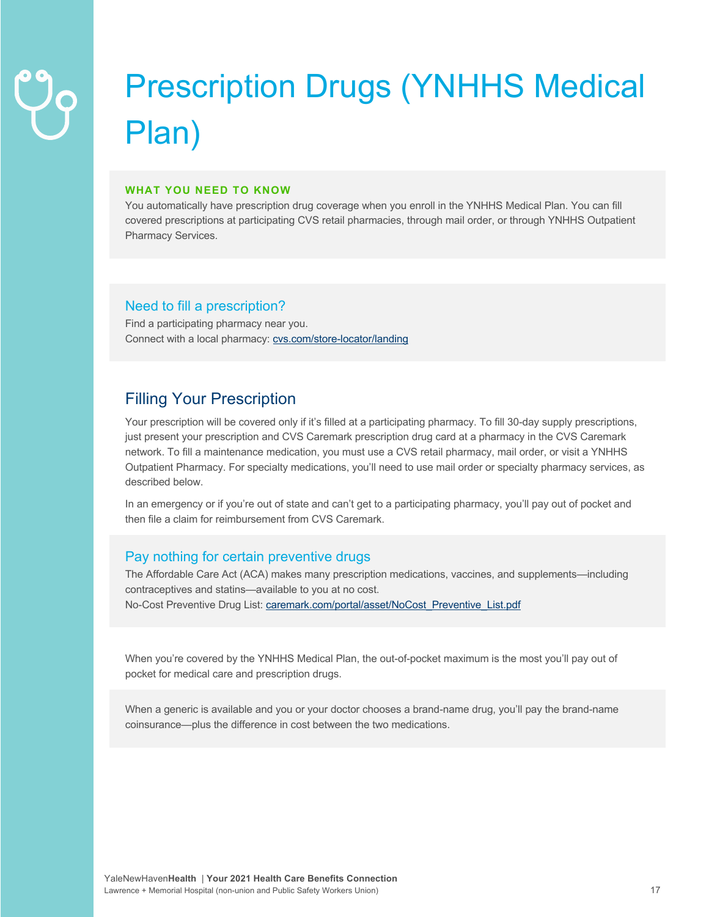# Prescription Drugs (YNHHS Medical Plan)

**WHAT YOU NEED TO KNOW**

You automatically have prescription drug coverage when you enroll in the YNHHS Medical Plan. You can fill covered prescriptions at participating CVS retail pharmacies, through mail order, or through YNHHS Outpatient Pharmacy Services.

### Need to fill a prescription?

Find a participating pharmacy near you.
Connect with a local pharmacy: cvs.com/store-locator/landing

## Filling Your Prescription

Your prescription will be covered only if it's filled at a participating pharmacy. To fill 30-day supply prescriptions, just present your prescription and CVS Caremark prescription drug card at a pharmacy in the CVS Caremark network. To fill a maintenance medication, you must use a CVS retail pharmacy, mail order, or visit a YNHHS Outpatient Pharmacy. For specialty medications, you'll need to use mail order or specialty pharmacy services, as described below.

In an emergency or if you're out of state and can't get to a participating pharmacy, you'll pay out of pocket and then file a claim for reimbursement from CVS Caremark.

### Pay nothing for certain preventive drugs

The Affordable Care Act (ACA) makes many prescription medications, vaccines, and supplements—including contraceptives and statins—available to you at no cost.
No-Cost Preventive Drug List: caremark.com/portal/asset/NoCost_Preventive_List.pdf

When you're covered by the YNHHS Medical Plan, the out-of-pocket maximum is the most you'll pay out of pocket for medical care and prescription drugs.

When a generic is available and you or your doctor chooses a brand-name drug, you'll pay the brand-name coinsurance—plus the difference in cost between the two medications.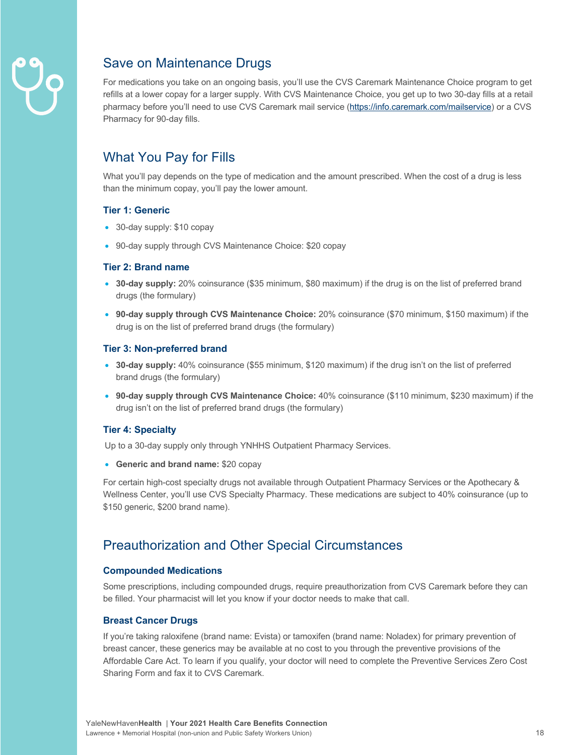## Save on Maintenance Drugs

For medications you take on an ongoing basis, you'll use the CVS Caremark Maintenance Choice program to get refills at a lower copay for a larger supply. With CVS Maintenance Choice, you get up to two 30-day fills at a retail pharmacy before you'll need to use CVS Caremark mail service (https://info.caremark.com/mailservice) or a CVS Pharmacy for 90-day fills.

## What You Pay for Fills

What you'll pay depends on the type of medication and the amount prescribed. When the cost of a drug is less than the minimum copay, you'll pay the lower amount.

### Tier 1: Generic

- 30-day supply: $10 copay
- 90-day supply through CVS Maintenance Choice: $20 copay

### Tier 2: Brand name

- **30-day supply:** 20% coinsurance ($35 minimum, $80 maximum) if the drug is on the list of preferred brand drugs (the formulary)
- **90-day supply through CVS Maintenance Choice:** 20% coinsurance ($70 minimum, $150 maximum) if the drug is on the list of preferred brand drugs (the formulary)

### Tier 3: Non-preferred brand

- **30-day supply:** 40% coinsurance ($55 minimum, $120 maximum) if the drug isn't on the list of preferred brand drugs (the formulary)
- **90-day supply through CVS Maintenance Choice:** 40% coinsurance ($110 minimum, $230 maximum) if the drug isn't on the list of preferred brand drugs (the formulary)

### Tier 4: Specialty

Up to a 30-day supply only through YNHHS Outpatient Pharmacy Services.

- **Generic and brand name:** $20 copay

For certain high-cost specialty drugs not available through Outpatient Pharmacy Services or the Apothecary & Wellness Center, you'll use CVS Specialty Pharmacy. These medications are subject to 40% coinsurance (up to $150 generic, $200 brand name).

## Preauthorization and Other Special Circumstances

### Compounded Medications

Some prescriptions, including compounded drugs, require preauthorization from CVS Caremark before they can be filled. Your pharmacist will let you know if your doctor needs to make that call.

### Breast Cancer Drugs

If you're taking raloxifene (brand name: Evista) or tamoxifen (brand name: Noladex) for primary prevention of breast cancer, these generics may be available at no cost to you through the preventive provisions of the Affordable Care Act. To learn if you qualify, your doctor will need to complete the Preventive Services Zero Cost Sharing Form and fax it to CVS Caremark.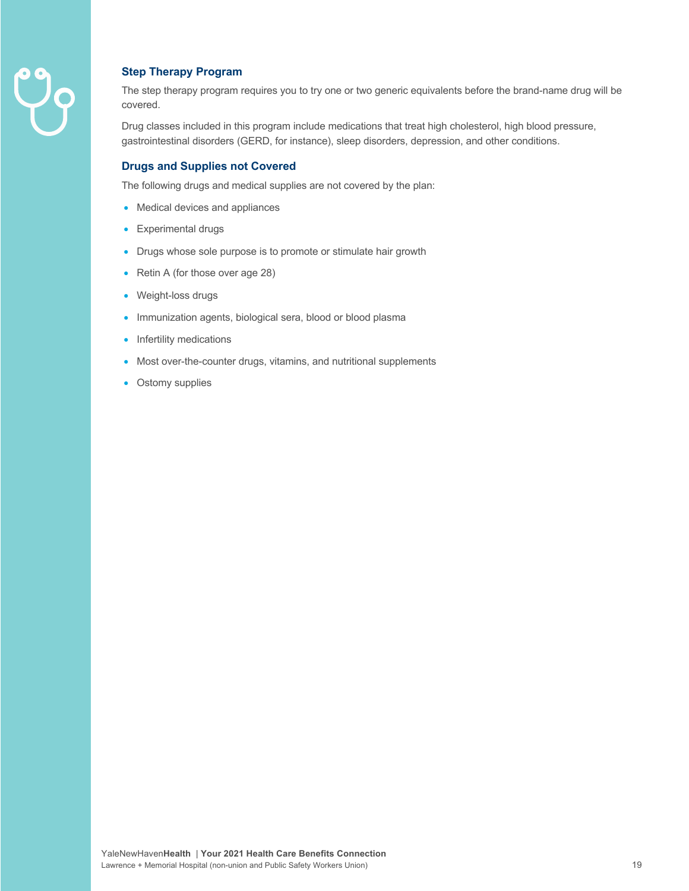### Step Therapy Program

The step therapy program requires you to try one or two generic equivalents before the brand-name drug will be covered.

Drug classes included in this program include medications that treat high cholesterol, high blood pressure, gastrointestinal disorders (GERD, for instance), sleep disorders, depression, and other conditions.

### Drugs and Supplies not Covered

The following drugs and medical supplies are not covered by the plan:

- Medical devices and appliances
- Experimental drugs
- Drugs whose sole purpose is to promote or stimulate hair growth
- Retin A (for those over age 28)
- Weight-loss drugs
- Immunization agents, biological sera, blood or blood plasma
- Infertility medications
- Most over-the-counter drugs, vitamins, and nutritional supplements
- Ostomy supplies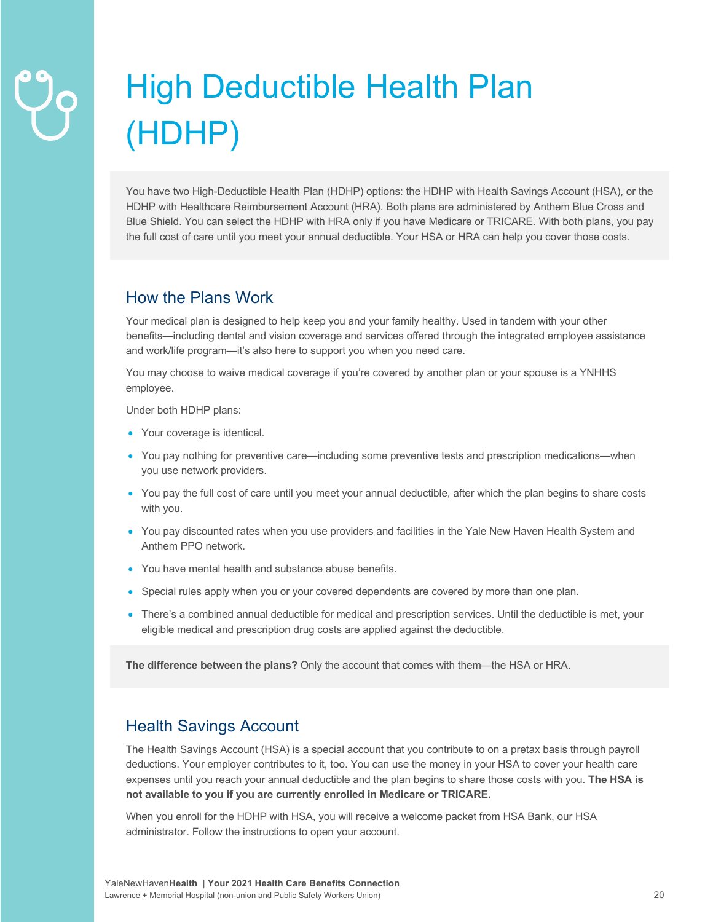# High Deductible Health Plan (HDHP)

You have two High-Deductible Health Plan (HDHP) options: the HDHP with Health Savings Account (HSA), or the HDHP with Healthcare Reimbursement Account (HRA). Both plans are administered by Anthem Blue Cross and Blue Shield. You can select the HDHP with HRA only if you have Medicare or TRICARE. With both plans, you pay the full cost of care until you meet your annual deductible. Your HSA or HRA can help you cover those costs.

## How the Plans Work

Your medical plan is designed to help keep you and your family healthy. Used in tandem with your other benefits—including dental and vision coverage and services offered through the integrated employee assistance and work/life program—it's also here to support you when you need care.

You may choose to waive medical coverage if you're covered by another plan or your spouse is a YNHHS employee.

Under both HDHP plans:

- Your coverage is identical.
- You pay nothing for preventive care—including some preventive tests and prescription medications—when you use network providers.
- You pay the full cost of care until you meet your annual deductible, after which the plan begins to share costs with you.
- You pay discounted rates when you use providers and facilities in the Yale New Haven Health System and Anthem PPO network.
- You have mental health and substance abuse benefits.
- Special rules apply when you or your covered dependents are covered by more than one plan.
- There's a combined annual deductible for medical and prescription services. Until the deductible is met, your eligible medical and prescription drug costs are applied against the deductible.

**The difference between the plans?** Only the account that comes with them—the HSA or HRA.

## Health Savings Account

The Health Savings Account (HSA) is a special account that you contribute to on a pretax basis through payroll deductions. Your employer contributes to it, too. You can use the money in your HSA to cover your health care expenses until you reach your annual deductible and the plan begins to share those costs with you. **The HSA is not available to you if you are currently enrolled in Medicare or TRICARE.**

When you enroll for the HDHP with HSA, you will receive a welcome packet from HSA Bank, our HSA administrator. Follow the instructions to open your account.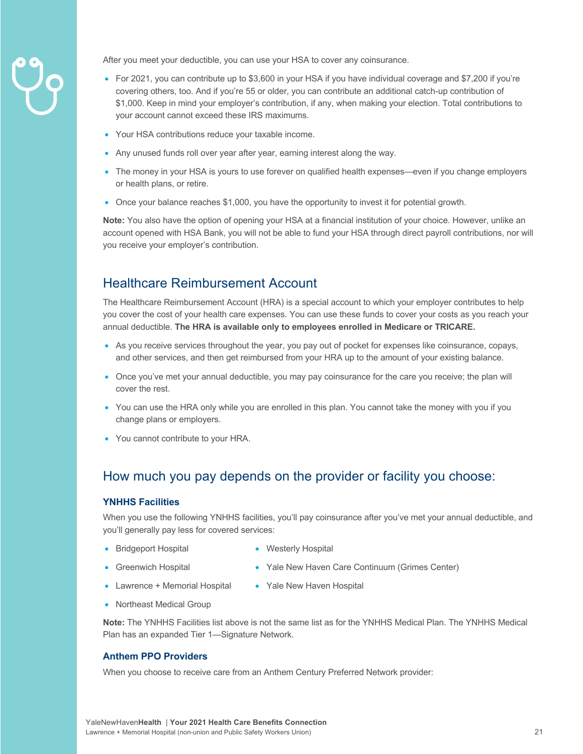After you meet your deductible, you can use your HSA to cover any coinsurance.

- For 2021, you can contribute up to $3,600 in your HSA if you have individual coverage and $7,200 if you're covering others, too. And if you're 55 or older, you can contribute an additional catch-up contribution of $1,000. Keep in mind your employer's contribution, if any, when making your election. Total contributions to your account cannot exceed these IRS maximums.
- Your HSA contributions reduce your taxable income.
- Any unused funds roll over year after year, earning interest along the way.
- The money in your HSA is yours to use forever on qualified health expenses—even if you change employers or health plans, or retire.
- Once your balance reaches $1,000, you have the opportunity to invest it for potential growth.

**Note:** You also have the option of opening your HSA at a financial institution of your choice. However, unlike an account opened with HSA Bank, you will not be able to fund your HSA through direct payroll contributions, nor will you receive your employer's contribution.

## Healthcare Reimbursement Account

The Healthcare Reimbursement Account (HRA) is a special account to which your employer contributes to help you cover the cost of your health care expenses. You can use these funds to cover your costs as you reach your annual deductible. **The HRA is available only to employees enrolled in Medicare or TRICARE.**

- As you receive services throughout the year, you pay out of pocket for expenses like coinsurance, copays, and other services, and then get reimbursed from your HRA up to the amount of your existing balance.
- Once you've met your annual deductible, you may pay coinsurance for the care you receive; the plan will cover the rest.
- You can use the HRA only while you are enrolled in this plan. You cannot take the money with you if you change plans or employers.
- You cannot contribute to your HRA.

## How much you pay depends on the provider or facility you choose:

### YNHHS Facilities

When you use the following YNHHS facilities, you'll pay coinsurance after you've met your annual deductible, and you'll generally pay less for covered services:

- Bridgeport Hospital
- Greenwich Hospital
- Lawrence + Memorial Hospital
- Northeast Medical Group
- Westerly Hospital
- Yale New Haven Care Continuum (Grimes Center)
- Yale New Haven Hospital

**Note:** The YNHHS Facilities list above is not the same list as for the YNHHS Medical Plan. The YNHHS Medical Plan has an expanded Tier 1—Signature Network.

### Anthem PPO Providers

When you choose to receive care from an Anthem Century Preferred Network provider: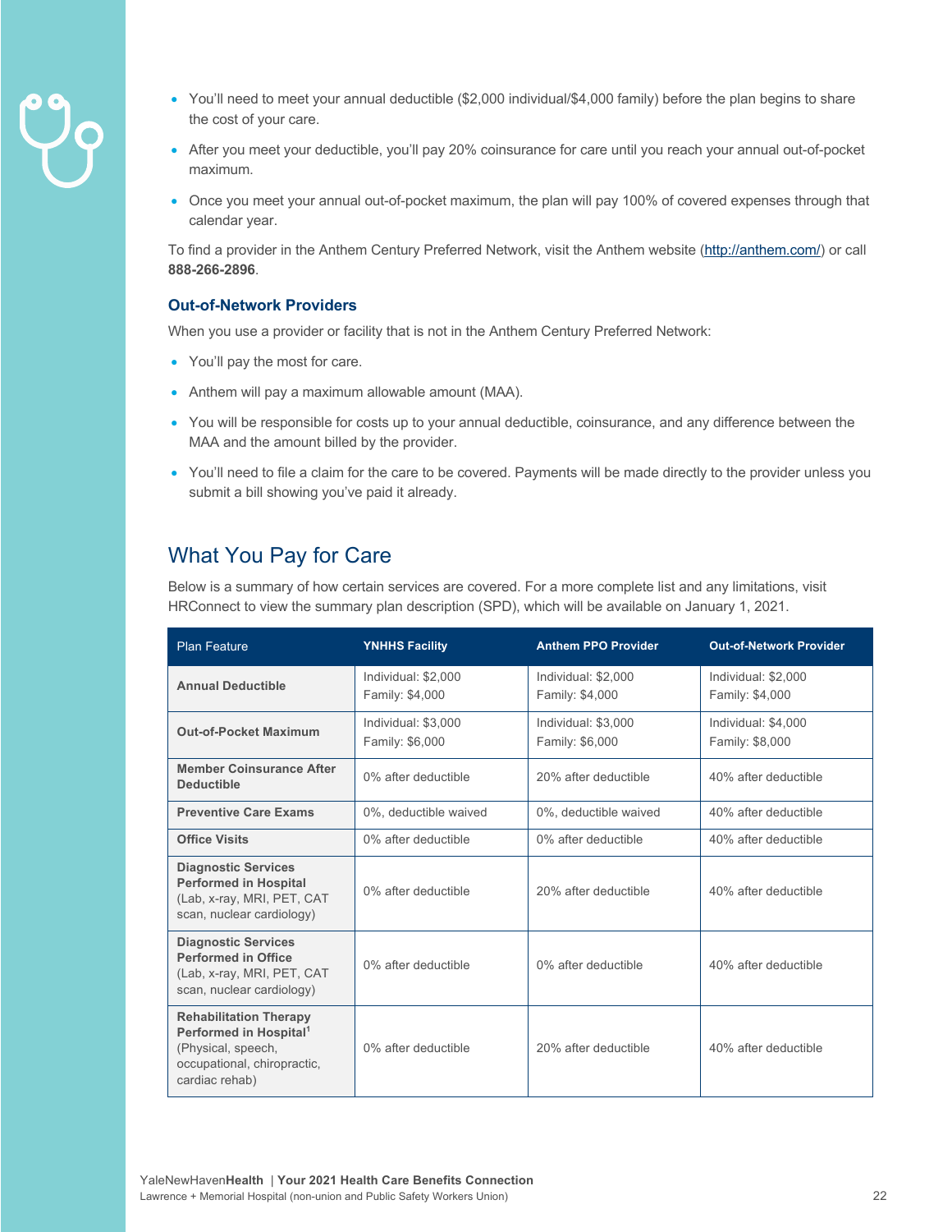- You'll need to meet your annual deductible ($2,000 individual/$4,000 family) before the plan begins to share the cost of your care.
- After you meet your deductible, you'll pay 20% coinsurance for care until you reach your annual out-of-pocket maximum.
- Once you meet your annual out-of-pocket maximum, the plan will pay 100% of covered expenses through that calendar year.

To find a provider in the Anthem Century Preferred Network, visit the Anthem website (http://anthem.com/) or call **888-266-2896**.

### Out-of-Network Providers

When you use a provider or facility that is not in the Anthem Century Preferred Network:

- You'll pay the most for care.
- Anthem will pay a maximum allowable amount (MAA).
- You will be responsible for costs up to your annual deductible, coinsurance, and any difference between the MAA and the amount billed by the provider.
- You'll need to file a claim for the care to be covered. Payments will be made directly to the provider unless you submit a bill showing you've paid it already.

## What You Pay for Care

Below is a summary of how certain services are covered. For a more complete list and any limitations, visit HRConnect to view the summary plan description (SPD), which will be available on January 1, 2021.

| Plan Feature | YNHHS Facility | Anthem PPO Provider | Out-of-Network Provider |
|---|---|---|---|
| **Annual Deductible** | Individual: $2,000<br>Family: $4,000 | Individual: $2,000<br>Family: $4,000 | Individual: $2,000<br>Family: $4,000 |
| **Out-of-Pocket Maximum** | Individual: $3,000<br>Family: $6,000 | Individual: $3,000<br>Family: $6,000 | Individual: $4,000<br>Family: $8,000 |
| **Member Coinsurance After Deductible** | 0% after deductible | 20% after deductible | 40% after deductible |
| **Preventive Care Exams** | 0%, deductible waived | 0%, deductible waived | 40% after deductible |
| **Office Visits** | 0% after deductible | 0% after deductible | 40% after deductible |
| **Diagnostic Services Performed in Hospital** (Lab, x-ray, MRI, PET, CAT scan, nuclear cardiology) | 0% after deductible | 20% after deductible | 40% after deductible |
| **Diagnostic Services Performed in Office** (Lab, x-ray, MRI, PET, CAT scan, nuclear cardiology) | 0% after deductible | 0% after deductible | 40% after deductible |
| **Rehabilitation Therapy Performed in Hospital**[1] (Physical, speech, occupational, chiropractic, cardiac rehab) | 0% after deductible | 20% after deductible | 40% after deductible |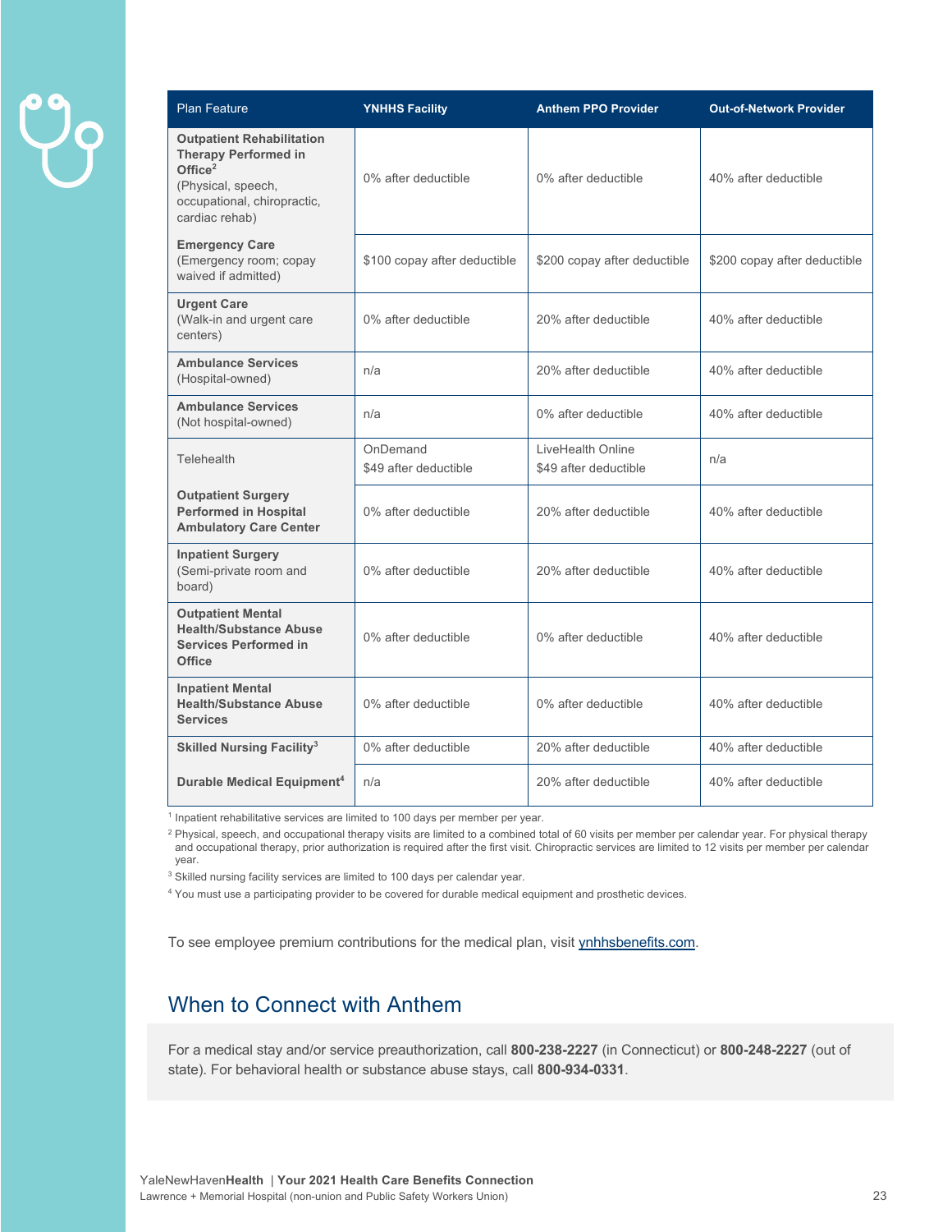| Plan Feature | YNHHS Facility | Anthem PPO Provider | Out-of-Network Provider |
|---|---|---|---|
| **Outpatient Rehabilitation Therapy Performed in Office**[2] (Physical, speech, occupational, chiropractic, cardiac rehab) | 0% after deductible | 0% after deductible | 40% after deductible |
| **Emergency Care** (Emergency room; copay waived if admitted) | $100 copay after deductible | $200 copay after deductible | $200 copay after deductible |
| **Urgent Care** (Walk-in and urgent care centers) | 0% after deductible | 20% after deductible | 40% after deductible |
| **Ambulance Services** (Hospital-owned) | n/a | 20% after deductible | 40% after deductible |
| **Ambulance Services** (Not hospital-owned) | n/a | 0% after deductible | 40% after deductible |
| Telehealth | OnDemand $49 after deductible | LiveHealth Online $49 after deductible | n/a |
| **Outpatient Surgery Performed in Hospital Ambulatory Care Center** | 0% after deductible | 20% after deductible | 40% after deductible |
| **Inpatient Surgery** (Semi-private room and board) | 0% after deductible | 20% after deductible | 40% after deductible |
| **Outpatient Mental Health/Substance Abuse Services Performed in Office** | 0% after deductible | 0% after deductible | 40% after deductible |
| **Inpatient Mental Health/Substance Abuse Services** | 0% after deductible | 0% after deductible | 40% after deductible |
| **Skilled Nursing Facility**[3] | 0% after deductible | 20% after deductible | 40% after deductible |
| **Durable Medical Equipment**[4] | n/a | 20% after deductible | 40% after deductible |

[1] Inpatient rehabilitative services are limited to 100 days per member per year.

[2] Physical, speech, and occupational therapy visits are limited to a combined total of 60 visits per member per calendar year. For physical therapy and occupational therapy, prior authorization is required after the first visit. Chiropractic services are limited to 12 visits per member per calendar year.

[3] Skilled nursing facility services are limited to 100 days per calendar year.

[4] You must use a participating provider to be covered for durable medical equipment and prosthetic devices.

To see employee premium contributions for the medical plan, visit ynhhsbenefits.com.

## When to Connect with Anthem

For a medical stay and/or service preauthorization, call **800-238-2227** (in Connecticut) or **800-248-2227** (out of state). For behavioral health or substance abuse stays, call **800-934-0331**.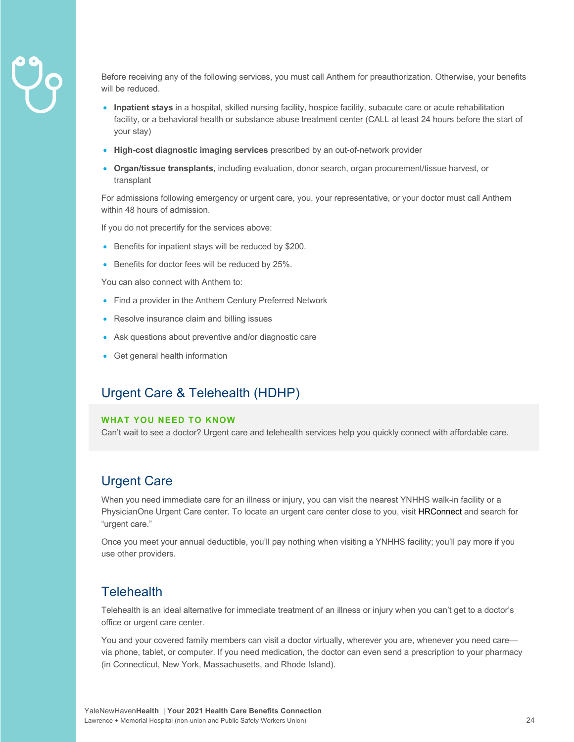Before receiving any of the following services, you must call Anthem for preauthorization. Otherwise, your benefits will be reduced.

- **Inpatient stays** in a hospital, skilled nursing facility, hospice facility, subacute care or acute rehabilitation facility, or a behavioral health or substance abuse treatment center (CALL at least 24 hours before the start of your stay)
- **High-cost diagnostic imaging services** prescribed by an out-of-network provider
- **Organ/tissue transplants,** including evaluation, donor search, organ procurement/tissue harvest, or transplant

For admissions following emergency or urgent care, you, your representative, or your doctor must call Anthem within 48 hours of admission.

If you do not precertify for the services above:

- Benefits for inpatient stays will be reduced by $200.
- Benefits for doctor fees will be reduced by 25%.

You can also connect with Anthem to:

- Find a provider in the Anthem Century Preferred Network
- Resolve insurance claim and billing issues
- Ask questions about preventive and/or diagnostic care
- Get general health information

## Urgent Care & Telehealth (HDHP)

**WHAT YOU NEED TO KNOW**

Can't wait to see a doctor? Urgent care and telehealth services help you quickly connect with affordable care.

## Urgent Care

When you need immediate care for an illness or injury, you can visit the nearest YNHHS walk-in facility or a PhysicianOne Urgent Care center. To locate an urgent care center close to you, visit HRConnect and search for "urgent care."

Once you meet your annual deductible, you'll pay nothing when visiting a YNHHS facility; you'll pay more if you use other providers.

## Telehealth

Telehealth is an ideal alternative for immediate treatment of an illness or injury when you can't get to a doctor's office or urgent care center.

You and your covered family members can visit a doctor virtually, wherever you are, whenever you need care—via phone, tablet, or computer. If you need medication, the doctor can even send a prescription to your pharmacy (in Connecticut, New York, Massachusetts, and Rhode Island).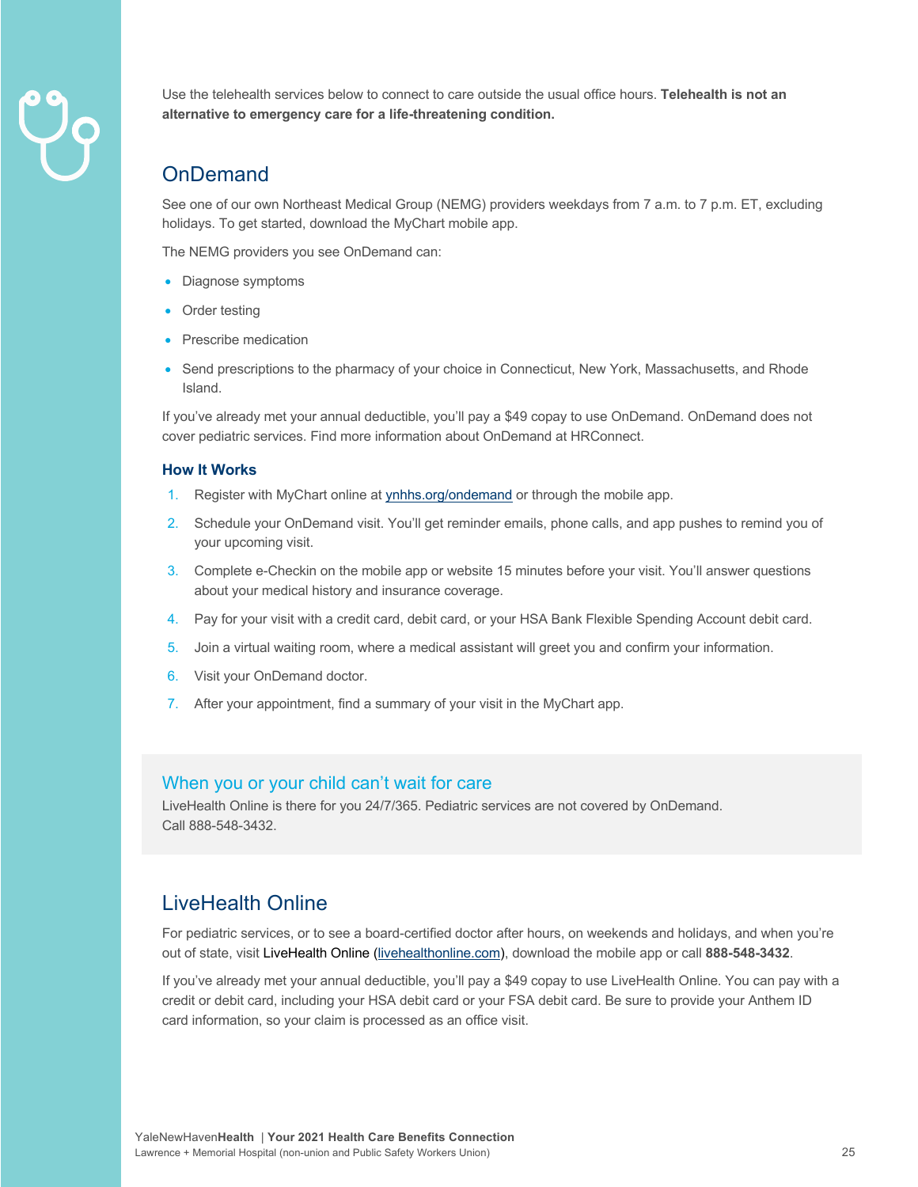Use the telehealth services below to connect to care outside the usual office hours. **Telehealth is not an alternative to emergency care for a life-threatening condition.**

## OnDemand

See one of our own Northeast Medical Group (NEMG) providers weekdays from 7 a.m. to 7 p.m. ET, excluding holidays. To get started, download the MyChart mobile app.

The NEMG providers you see OnDemand can:

- Diagnose symptoms
- Order testing
- Prescribe medication
- Send prescriptions to the pharmacy of your choice in Connecticut, New York, Massachusetts, and Rhode Island.

If you've already met your annual deductible, you'll pay a $49 copay to use OnDemand. OnDemand does not cover pediatric services. Find more information about OnDemand at HRConnect.

### How It Works

1. Register with MyChart online at ynhhs.org/ondemand or through the mobile app.
2. Schedule your OnDemand visit. You'll get reminder emails, phone calls, and app pushes to remind you of your upcoming visit.
3. Complete e-Checkin on the mobile app or website 15 minutes before your visit. You'll answer questions about your medical history and insurance coverage.
4. Pay for your visit with a credit card, debit card, or your HSA Bank Flexible Spending Account debit card.
5. Join a virtual waiting room, where a medical assistant will greet you and confirm your information.
6. Visit your OnDemand doctor.
7. After your appointment, find a summary of your visit in the MyChart app.

### When you or your child can't wait for care

LiveHealth Online is there for you 24/7/365. Pediatric services are not covered by OnDemand. Call 888-548-3432.

## LiveHealth Online

For pediatric services, or to see a board-certified doctor after hours, on weekends and holidays, and when you're out of state, visit LiveHealth Online (livehealthonline.com), download the mobile app or call **888-548-3432**.

If you've already met your annual deductible, you'll pay a $49 copay to use LiveHealth Online. You can pay with a credit or debit card, including your HSA debit card or your FSA debit card. Be sure to provide your Anthem ID card information, so your claim is processed as an office visit.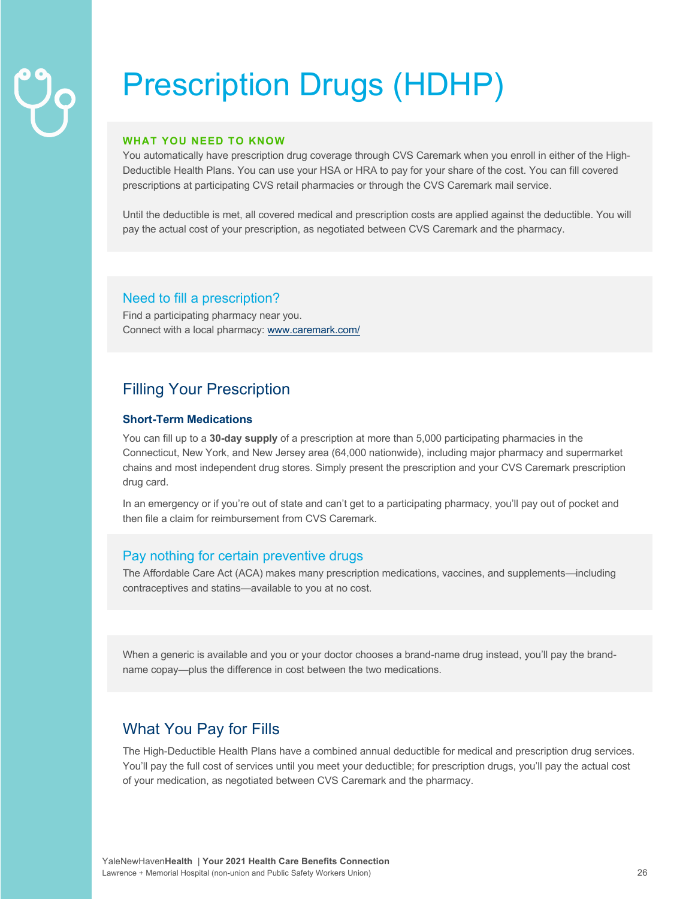# Prescription Drugs (HDHP)

**WHAT YOU NEED TO KNOW**

You automatically have prescription drug coverage through CVS Caremark when you enroll in either of the High-Deductible Health Plans. You can use your HSA or HRA to pay for your share of the cost. You can fill covered prescriptions at participating CVS retail pharmacies or through the CVS Caremark mail service.

Until the deductible is met, all covered medical and prescription costs are applied against the deductible. You will pay the actual cost of your prescription, as negotiated between CVS Caremark and the pharmacy.

### Need to fill a prescription?

Find a participating pharmacy near you.
Connect with a local pharmacy: www.caremark.com/

## Filling Your Prescription

### Short-Term Medications

You can fill up to a **30-day supply** of a prescription at more than 5,000 participating pharmacies in the Connecticut, New York, and New Jersey area (64,000 nationwide), including major pharmacy and supermarket chains and most independent drug stores. Simply present the prescription and your CVS Caremark prescription drug card.

In an emergency or if you're out of state and can't get to a participating pharmacy, you'll pay out of pocket and then file a claim for reimbursement from CVS Caremark.

### Pay nothing for certain preventive drugs

The Affordable Care Act (ACA) makes many prescription medications, vaccines, and supplements—including contraceptives and statins—available to you at no cost.

When a generic is available and you or your doctor chooses a brand-name drug instead, you'll pay the brand-name copay—plus the difference in cost between the two medications.

## What You Pay for Fills

The High-Deductible Health Plans have a combined annual deductible for medical and prescription drug services. You'll pay the full cost of services until you meet your deductible; for prescription drugs, you'll pay the actual cost of your medication, as negotiated between CVS Caremark and the pharmacy.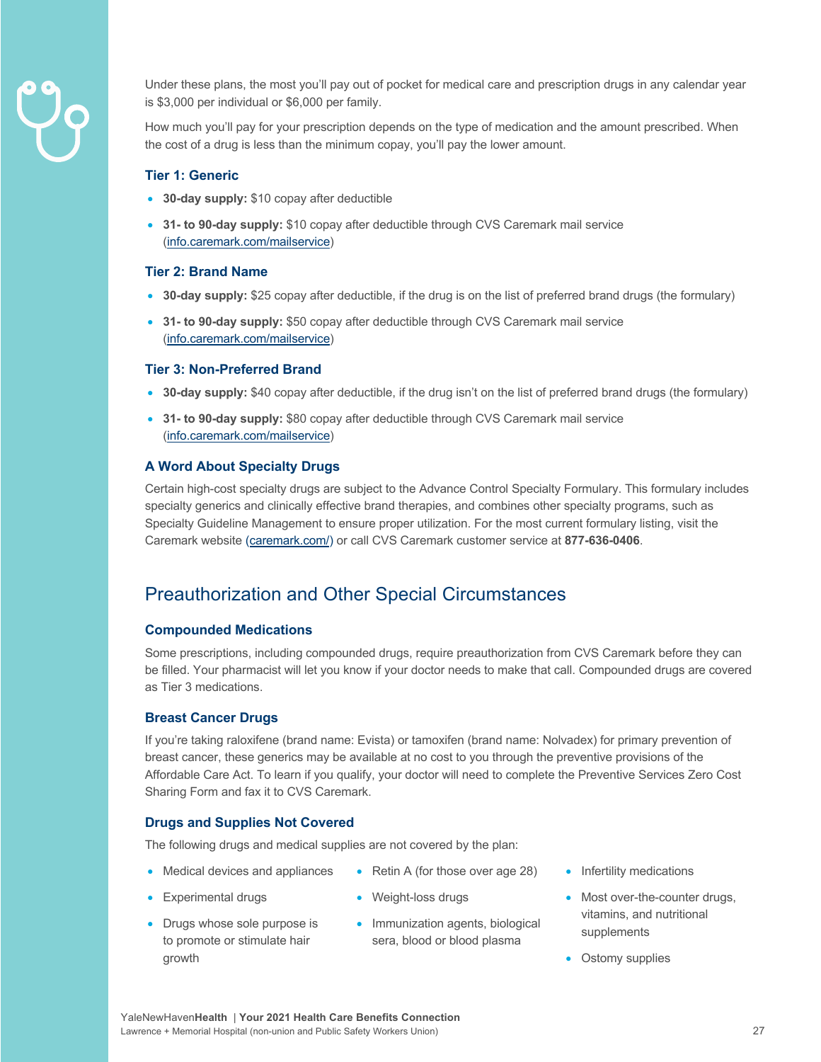Under these plans, the most you'll pay out of pocket for medical care and prescription drugs in any calendar year is $3,000 per individual or $6,000 per family.

How much you'll pay for your prescription depends on the type of medication and the amount prescribed. When the cost of a drug is less than the minimum copay, you'll pay the lower amount.

### Tier 1: Generic

- **30-day supply:** $10 copay after deductible
- **31- to 90-day supply:** $10 copay after deductible through CVS Caremark mail service (info.caremark.com/mailservice)

### Tier 2: Brand Name

- **30-day supply:** $25 copay after deductible, if the drug is on the list of preferred brand drugs (the formulary)
- **31- to 90-day supply:** $50 copay after deductible through CVS Caremark mail service (info.caremark.com/mailservice)

### Tier 3: Non-Preferred Brand

- **30-day supply:** $40 copay after deductible, if the drug isn't on the list of preferred brand drugs (the formulary)
- **31- to 90-day supply:** $80 copay after deductible through CVS Caremark mail service (info.caremark.com/mailservice)

### A Word About Specialty Drugs

Certain high-cost specialty drugs are subject to the Advance Control Specialty Formulary. This formulary includes specialty generics and clinically effective brand therapies, and combines other specialty programs, such as Specialty Guideline Management to ensure proper utilization. For the most current formulary listing, visit the Caremark website (caremark.com/) or call CVS Caremark customer service at **877-636-0406**.

## Preauthorization and Other Special Circumstances

### Compounded Medications

Some prescriptions, including compounded drugs, require preauthorization from CVS Caremark before they can be filled. Your pharmacist will let you know if your doctor needs to make that call. Compounded drugs are covered as Tier 3 medications.

### Breast Cancer Drugs

If you're taking raloxifene (brand name: Evista) or tamoxifen (brand name: Nolvadex) for primary prevention of breast cancer, these generics may be available at no cost to you through the preventive provisions of the Affordable Care Act. To learn if you qualify, your doctor will need to complete the Preventive Services Zero Cost Sharing Form and fax it to CVS Caremark.

### Drugs and Supplies Not Covered

The following drugs and medical supplies are not covered by the plan:

- Medical devices and appliances
- Experimental drugs
- Drugs whose sole purpose is to promote or stimulate hair growth
- Retin A (for those over age 28)
- Weight-loss drugs
- Immunization agents, biological sera, blood or blood plasma
- Infertility medications
- Most over-the-counter drugs, vitamins, and nutritional supplements
- Ostomy supplies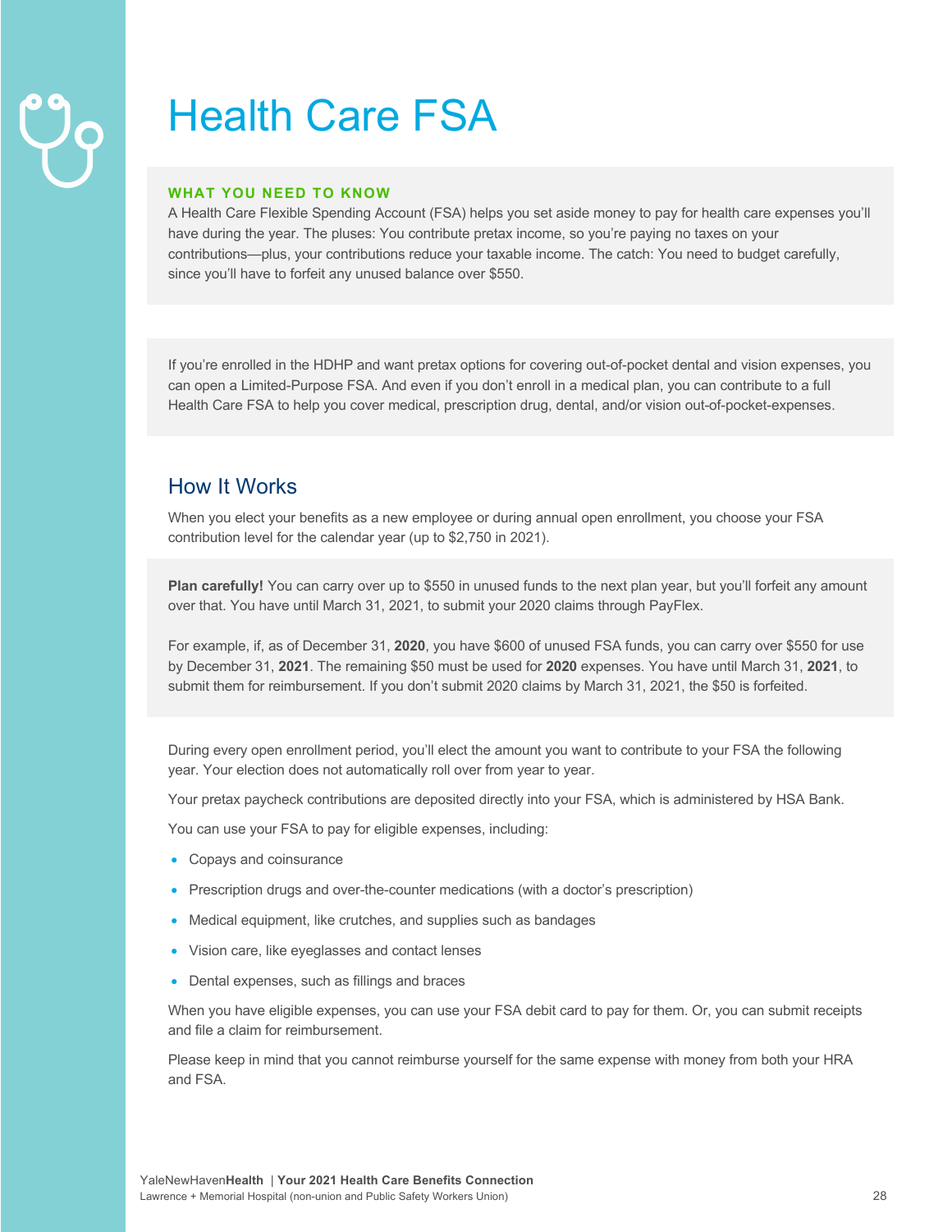# Health Care FSA

**WHAT YOU NEED TO KNOW**

A Health Care Flexible Spending Account (FSA) helps you set aside money to pay for health care expenses you'll have during the year. The pluses: You contribute pretax income, so you're paying no taxes on your contributions—plus, your contributions reduce your taxable income. The catch: You need to budget carefully, since you'll have to forfeit any unused balance over $550.

If you're enrolled in the HDHP and want pretax options for covering out-of-pocket dental and vision expenses, you can open a Limited-Purpose FSA. And even if you don't enroll in a medical plan, you can contribute to a full Health Care FSA to help you cover medical, prescription drug, dental, and/or vision out-of-pocket-expenses.

## How It Works

When you elect your benefits as a new employee or during annual open enrollment, you choose your FSA contribution level for the calendar year (up to $2,750 in 2021).

**Plan carefully!** You can carry over up to $550 in unused funds to the next plan year, but you'll forfeit any amount over that. You have until March 31, 2021, to submit your 2020 claims through PayFlex.

For example, if, as of December 31, **2020**, you have $600 of unused FSA funds, you can carry over $550 for use by December 31, **2021**. The remaining $50 must be used for **2020** expenses. You have until March 31, **2021**, to submit them for reimbursement. If you don't submit 2020 claims by March 31, 2021, the $50 is forfeited.

During every open enrollment period, you'll elect the amount you want to contribute to your FSA the following year. Your election does not automatically roll over from year to year.

Your pretax paycheck contributions are deposited directly into your FSA, which is administered by HSA Bank.

You can use your FSA to pay for eligible expenses, including:

- Copays and coinsurance
- Prescription drugs and over-the-counter medications (with a doctor's prescription)
- Medical equipment, like crutches, and supplies such as bandages
- Vision care, like eyeglasses and contact lenses
- Dental expenses, such as fillings and braces

When you have eligible expenses, you can use your FSA debit card to pay for them. Or, you can submit receipts and file a claim for reimbursement.

Please keep in mind that you cannot reimburse yourself for the same expense with money from both your HRA and FSA.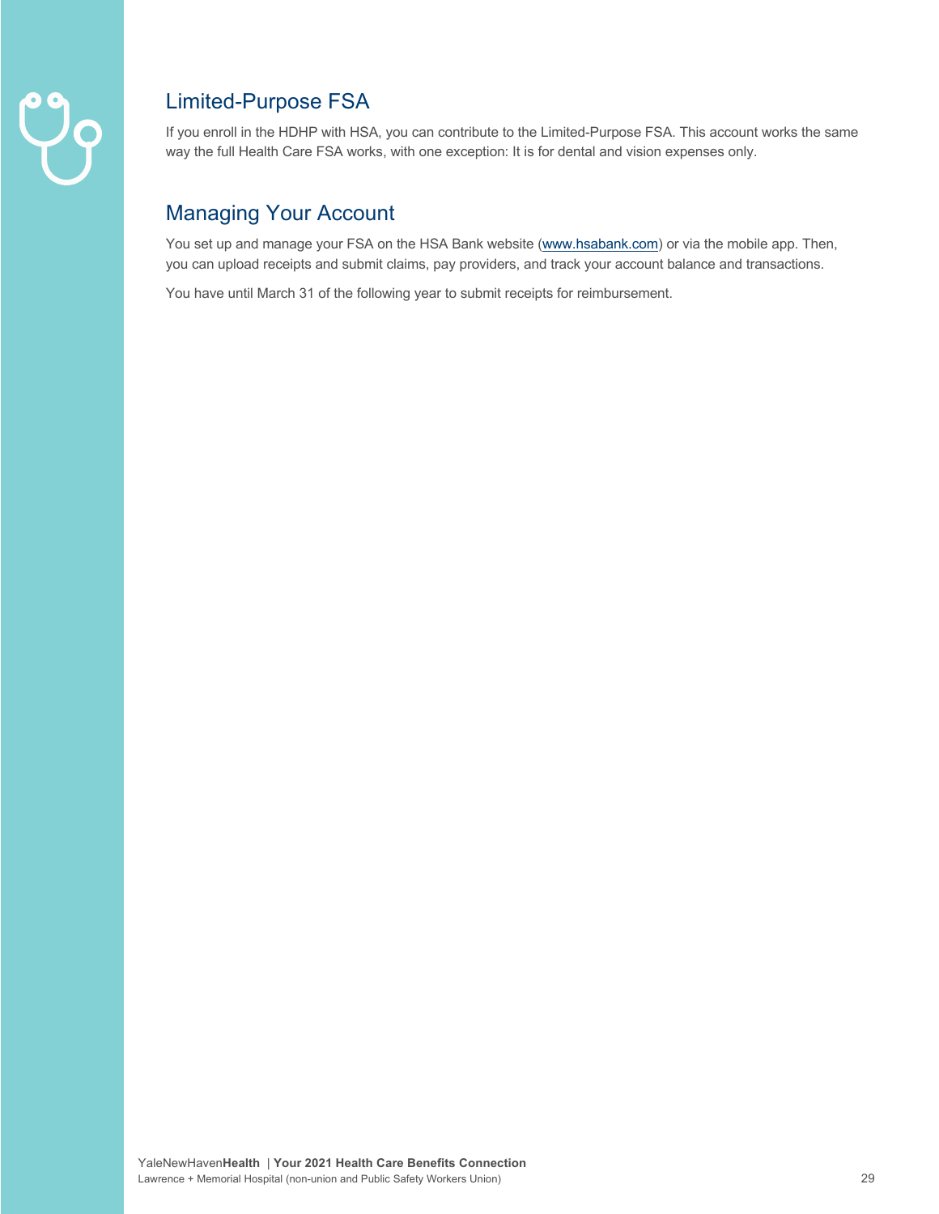## Limited-Purpose FSA

If you enroll in the HDHP with HSA, you can contribute to the Limited-Purpose FSA. This account works the same way the full Health Care FSA works, with one exception: It is for dental and vision expenses only.

## Managing Your Account

You set up and manage your FSA on the HSA Bank website (www.hsabank.com) or via the mobile app. Then, you can upload receipts and submit claims, pay providers, and track your account balance and transactions.

You have until March 31 of the following year to submit receipts for reimbursement.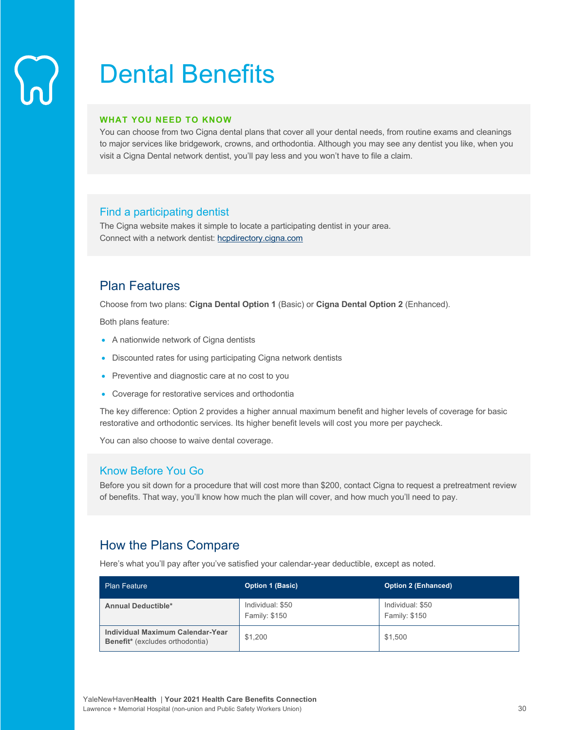# Dental Benefits

**WHAT YOU NEED TO KNOW**

You can choose from two Cigna dental plans that cover all your dental needs, from routine exams and cleanings to major services like bridgework, crowns, and orthodontia. Although you may see any dentist you like, when you visit a Cigna Dental network dentist, you'll pay less and you won't have to file a claim.

### Find a participating dentist

The Cigna website makes it simple to locate a participating dentist in your area.
Connect with a network dentist: hcpdirectory.cigna.com

## Plan Features

Choose from two plans: **Cigna Dental Option 1** (Basic) or **Cigna Dental Option 2** (Enhanced).

Both plans feature:

- A nationwide network of Cigna dentists
- Discounted rates for using participating Cigna network dentists
- Preventive and diagnostic care at no cost to you
- Coverage for restorative services and orthodontia

The key difference: Option 2 provides a higher annual maximum benefit and higher levels of coverage for basic restorative and orthodontic services. Its higher benefit levels will cost you more per paycheck.

You can also choose to waive dental coverage.

### Know Before You Go

Before you sit down for a procedure that will cost more than $200, contact Cigna to request a pretreatment review of benefits. That way, you'll know how much the plan will cover, and how much you'll need to pay.

## How the Plans Compare

Here's what you'll pay after you've satisfied your calendar-year deductible, except as noted.

| Plan Feature | Option 1 (Basic) | Option 2 (Enhanced) |
|---|---|---|
| **Annual Deductible*** | Individual: $50<br>Family: $150 | Individual: $50<br>Family: $150 |
| **Individual Maximum Calendar-Year Benefit*** (excludes orthodontia) | $1,200 | $1,500 |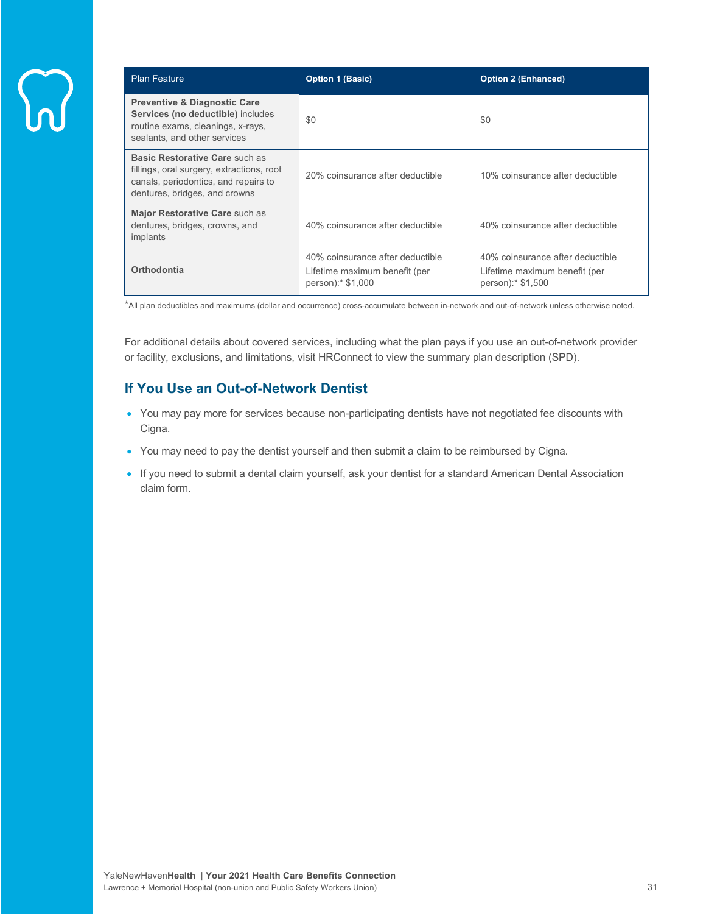| Plan Feature | Option 1 (Basic) | Option 2 (Enhanced) |
| --- | --- | --- |
| **Preventive & Diagnostic Care Services (no deductible)** includes routine exams, cleanings, x-rays, sealants, and other services | $0 | $0 |
| **Basic Restorative Care** such as fillings, oral surgery, extractions, root canals, periodontics, and repairs to dentures, bridges, and crowns | 20% coinsurance after deductible | 10% coinsurance after deductible |
| **Major Restorative Care** such as dentures, bridges, crowns, and implants | 40% coinsurance after deductible | 40% coinsurance after deductible |
| **Orthodontia** | 40% coinsurance after deductible<br>Lifetime maximum benefit (per person):* $1,000 | 40% coinsurance after deductible<br>Lifetime maximum benefit (per person):* $1,500 |

*All plan deductibles and maximums (dollar and occurrence) cross-accumulate between in-network and out-of-network unless otherwise noted.

For additional details about covered services, including what the plan pays if you use an out-of-network provider or facility, exclusions, and limitations, visit HRConnect to view the summary plan description (SPD).

## If You Use an Out-of-Network Dentist

- You may pay more for services because non-participating dentists have not negotiated fee discounts with Cigna.
- You may need to pay the dentist yourself and then submit a claim to be reimbursed by Cigna.
- If you need to submit a dental claim yourself, ask your dentist for a standard American Dental Association claim form.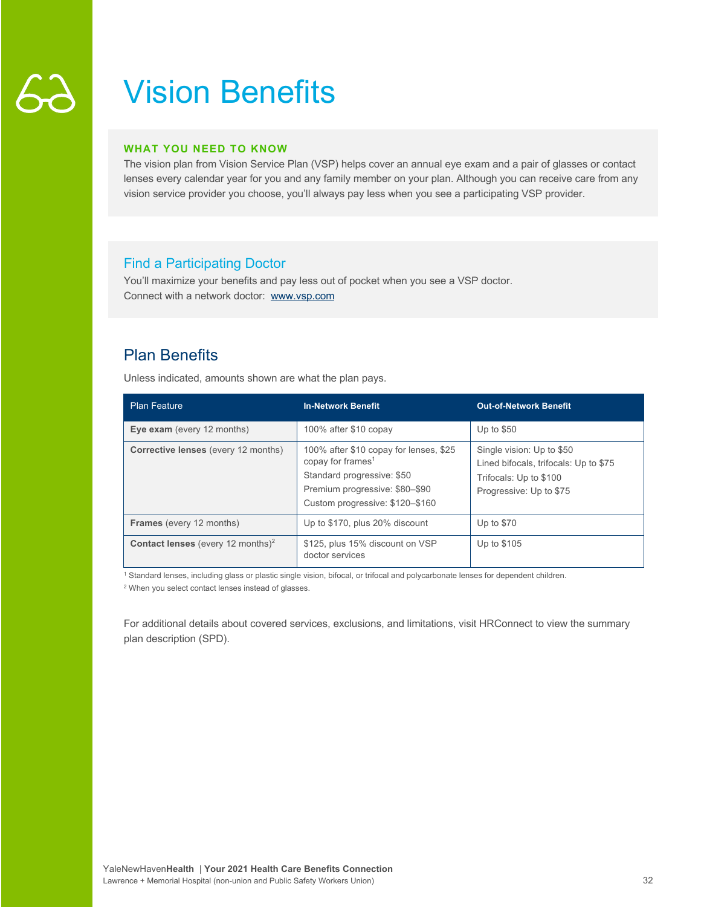# Vision Benefits

**WHAT YOU NEED TO KNOW**

The vision plan from Vision Service Plan (VSP) helps cover an annual eye exam and a pair of glasses or contact lenses every calendar year for you and any family member on your plan. Although you can receive care from any vision service provider you choose, you'll always pay less when you see a participating VSP provider.

### Find a Participating Doctor

You'll maximize your benefits and pay less out of pocket when you see a VSP doctor.
Connect with a network doctor: www.vsp.com

## Plan Benefits

Unless indicated, amounts shown are what the plan pays.

| Plan Feature | In-Network Benefit | Out-of-Network Benefit |
|---|---|---|
| **Eye exam** (every 12 months) | 100% after $10 copay | Up to $50 |
| **Corrective lenses** (every 12 months) | 100% after $10 copay for lenses, $25 copay for frames[1]<br>Standard progressive: $50<br>Premium progressive: $80–$90<br>Custom progressive: $120–$160 | Single vision: Up to $50<br>Lined bifocals, trifocals: Up to $75<br>Trifocals: Up to $100<br>Progressive: Up to $75 |
| **Frames** (every 12 months) | Up to $170, plus 20% discount | Up to $70 |
| **Contact lenses** (every 12 months)[2] | $125, plus 15% discount on VSP doctor services | Up to $105 |

[1] Standard lenses, including glass or plastic single vision, bifocal, or trifocal and polycarbonate lenses for dependent children.

[2] When you select contact lenses instead of glasses.

For additional details about covered services, exclusions, and limitations, visit HRConnect to view the summary plan description (SPD).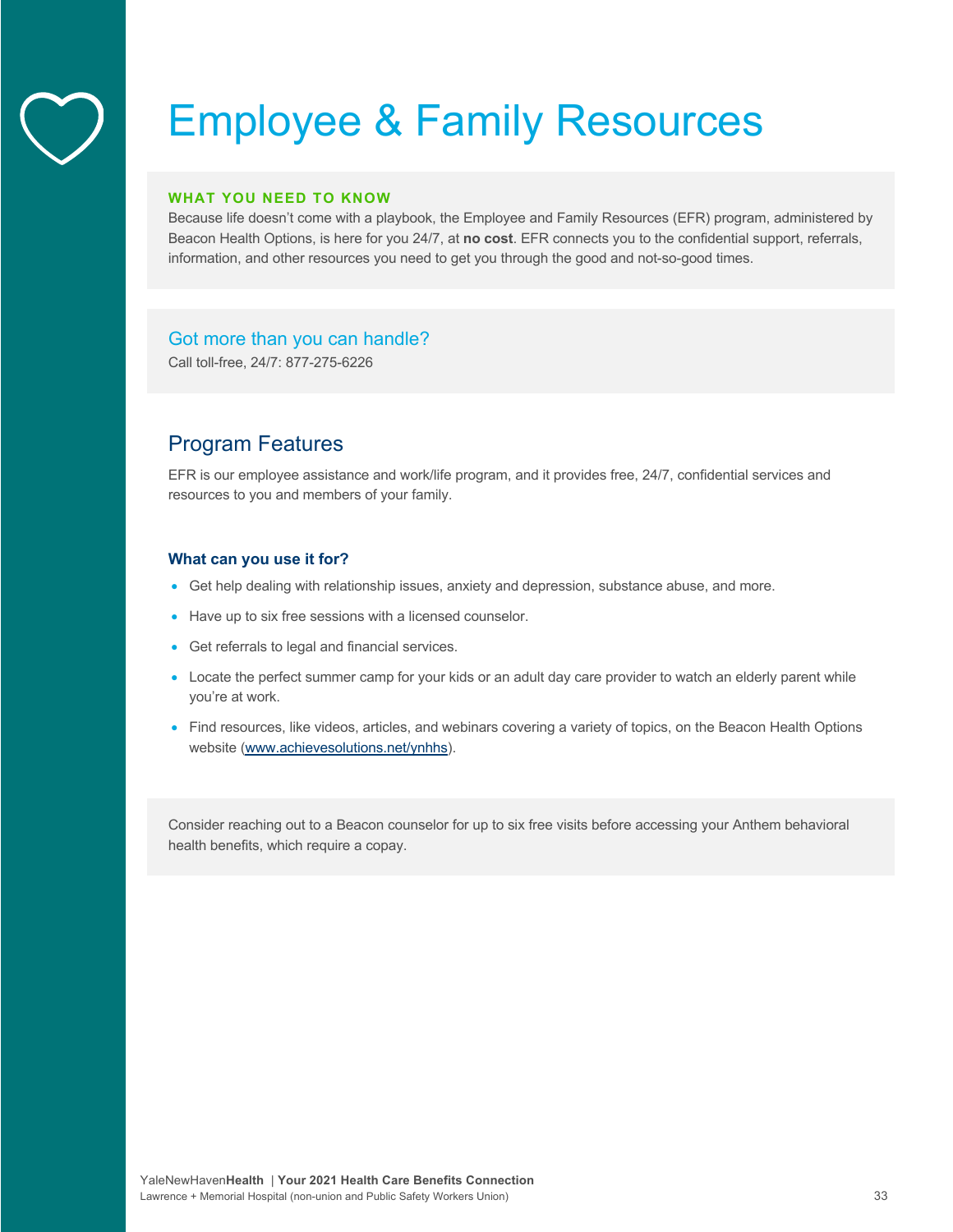# Employee & Family Resources

**WHAT YOU NEED TO KNOW**

Because life doesn't come with a playbook, the Employee and Family Resources (EFR) program, administered by Beacon Health Options, is here for you 24/7, at **no cost**. EFR connects you to the confidential support, referrals, information, and other resources you need to get you through the good and not-so-good times.

### Got more than you can handle?

Call toll-free, 24/7: 877-275-6226

## Program Features

EFR is our employee assistance and work/life program, and it provides free, 24/7, confidential services and resources to you and members of your family.

### What can you use it for?

- Get help dealing with relationship issues, anxiety and depression, substance abuse, and more.
- Have up to six free sessions with a licensed counselor.
- Get referrals to legal and financial services.
- Locate the perfect summer camp for your kids or an adult day care provider to watch an elderly parent while you're at work.
- Find resources, like videos, articles, and webinars covering a variety of topics, on the Beacon Health Options website (www.achievesolutions.net/ynhhs).

Consider reaching out to a Beacon counselor for up to six free visits before accessing your Anthem behavioral health benefits, which require a copay.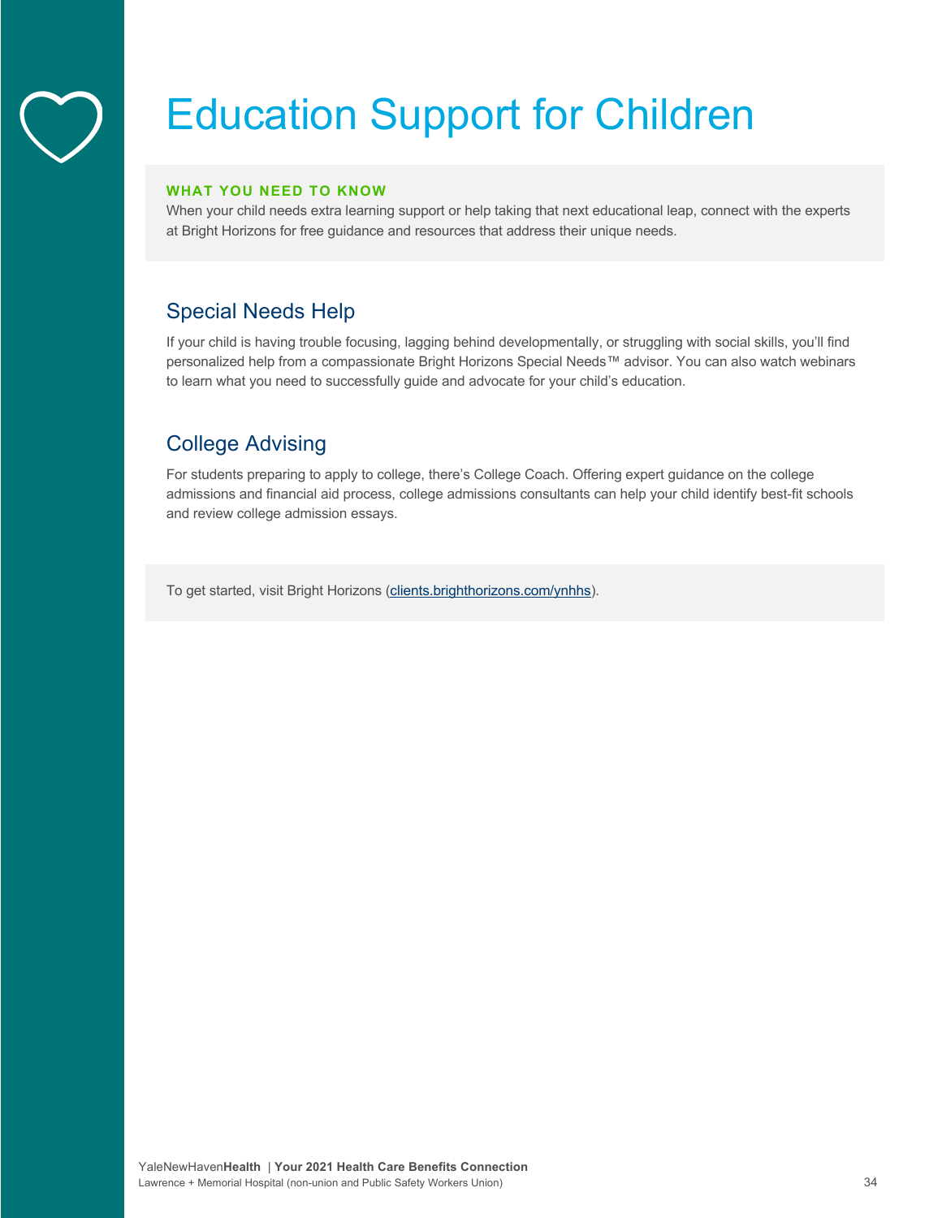# Education Support for Children

**WHAT YOU NEED TO KNOW**

When your child needs extra learning support or help taking that next educational leap, connect with the experts at Bright Horizons for free guidance and resources that address their unique needs.

## Special Needs Help

If your child is having trouble focusing, lagging behind developmentally, or struggling with social skills, you'll find personalized help from a compassionate Bright Horizons Special Needs™ advisor. You can also watch webinars to learn what you need to successfully guide and advocate for your child's education.

## College Advising

For students preparing to apply to college, there's College Coach. Offering expert guidance on the college admissions and financial aid process, college admissions consultants can help your child identify best-fit schools and review college admission essays.

To get started, visit Bright Horizons (clients.brighthorizons.com/ynhhs).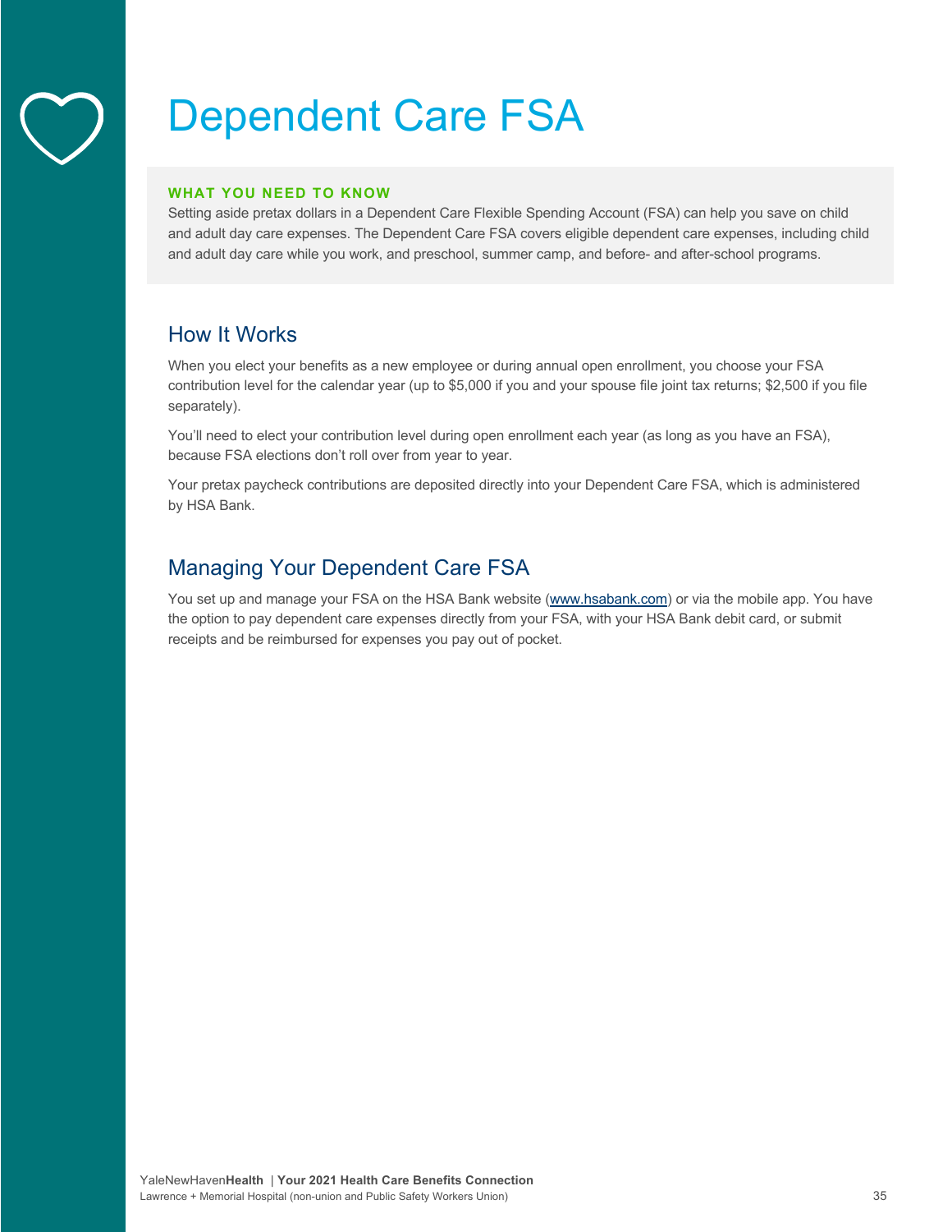# Dependent Care FSA

**WHAT YOU NEED TO KNOW**

Setting aside pretax dollars in a Dependent Care Flexible Spending Account (FSA) can help you save on child and adult day care expenses. The Dependent Care FSA covers eligible dependent care expenses, including child and adult day care while you work, and preschool, summer camp, and before- and after-school programs.

## How It Works

When you elect your benefits as a new employee or during annual open enrollment, you choose your FSA contribution level for the calendar year (up to $5,000 if you and your spouse file joint tax returns; $2,500 if you file separately).

You'll need to elect your contribution level during open enrollment each year (as long as you have an FSA), because FSA elections don't roll over from year to year.

Your pretax paycheck contributions are deposited directly into your Dependent Care FSA, which is administered by HSA Bank.

## Managing Your Dependent Care FSA

You set up and manage your FSA on the HSA Bank website (www.hsabank.com) or via the mobile app. You have the option to pay dependent care expenses directly from your FSA, with your HSA Bank debit card, or submit receipts and be reimbursed for expenses you pay out of pocket.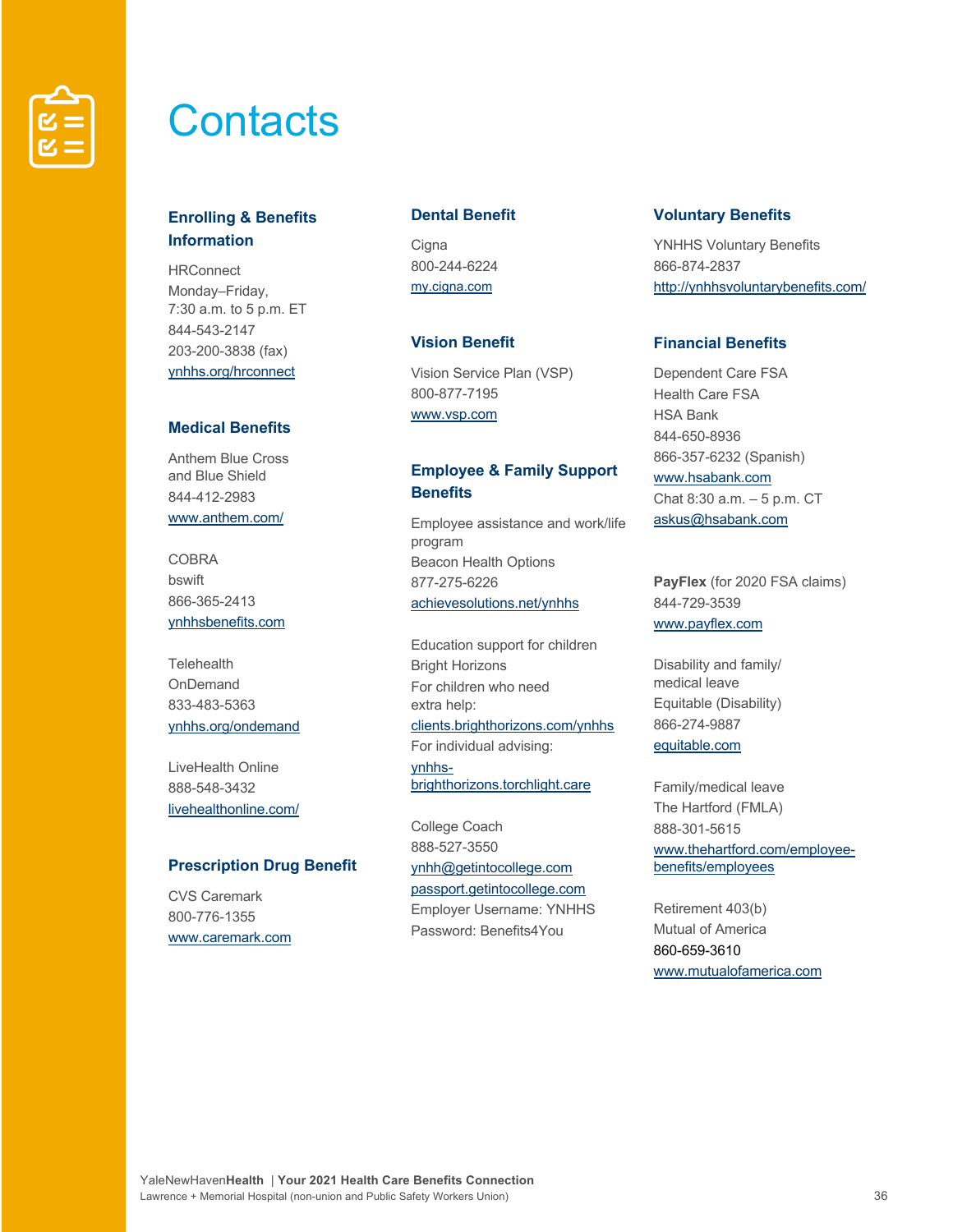# Contacts

### Enrolling & Benefits Information

HRConnect
Monday–Friday,
7:30 a.m. to 5 p.m. ET
844-543-2147
203-200-3838 (fax)
ynhhs.org/hrconnect

### Medical Benefits

Anthem Blue Cross and Blue Shield
844-412-2983
www.anthem.com/

COBRA
bswift
866-365-2413
ynhhsbenefits.com

Telehealth
OnDemand
833-483-5363
ynhhs.org/ondemand

LiveHealth Online
888-548-3432
livehealthonline.com/

### Prescription Drug Benefit

CVS Caremark
800-776-1355
www.caremark.com

### Dental Benefit

Cigna
800-244-6224
my.cigna.com

### Vision Benefit

Vision Service Plan (VSP)
800-877-7195
www.vsp.com

### Employee & Family Support Benefits

Employee assistance and work/life program
Beacon Health Options
877-275-6226
achievesolutions.net/ynhhs

Education support for children
Bright Horizons
For children who need extra help:
clients.brighthorizons.com/ynhhs
For individual advising:
ynhhs-brighthorizons.torchlight.care

College Coach
888-527-3550
ynhh@getintocollege.com
passport.getintocollege.com
Employer Username: YNHHS
Password: Benefits4You

### Voluntary Benefits

YNHHS Voluntary Benefits
866-874-2837
http://ynhhsvoluntarybenefits.com/

### Financial Benefits

Dependent Care FSA
Health Care FSA
HSA Bank
844-650-8936
866-357-6232 (Spanish)
www.hsabank.com
Chat 8:30 a.m. – 5 p.m. CT
askus@hsabank.com

**PayFlex** (for 2020 FSA claims)
844-729-3539
www.payflex.com

Disability and family/medical leave
Equitable (Disability)
866-274-9887
equitable.com

Family/medical leave
The Hartford (FMLA)
888-301-5615
www.thehartford.com/employee-benefits/employees

Retirement 403(b)
Mutual of America
860-659-3610
www.mutualofamerica.com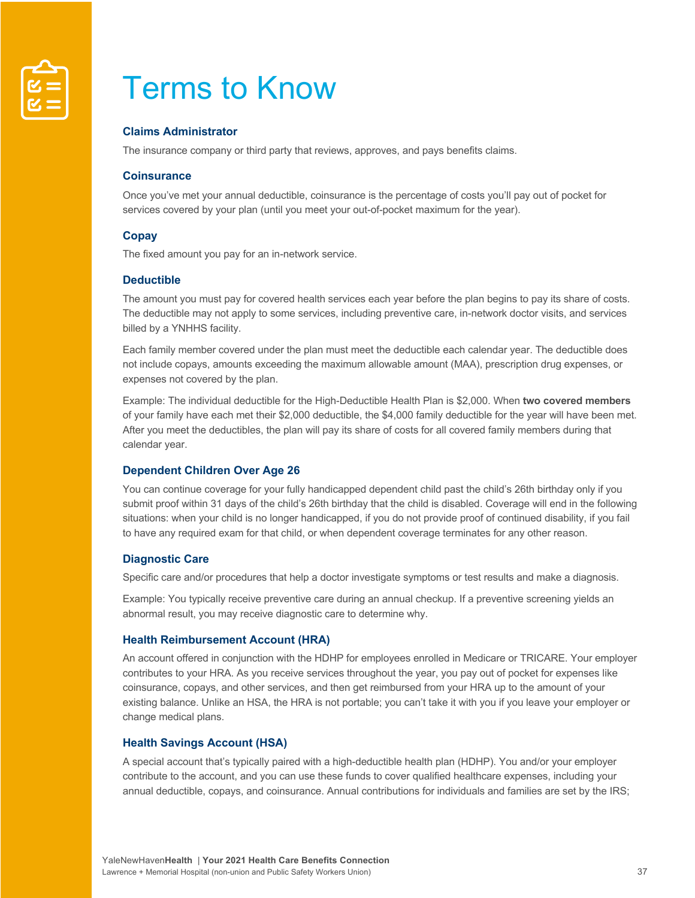# Terms to Know

### Claims Administrator

The insurance company or third party that reviews, approves, and pays benefits claims.

### Coinsurance

Once you've met your annual deductible, coinsurance is the percentage of costs you'll pay out of pocket for services covered by your plan (until you meet your out-of-pocket maximum for the year).

### Copay

The fixed amount you pay for an in-network service.

### Deductible

The amount you must pay for covered health services each year before the plan begins to pay its share of costs. The deductible may not apply to some services, including preventive care, in-network doctor visits, and services billed by a YNHHS facility.

Each family member covered under the plan must meet the deductible each calendar year. The deductible does not include copays, amounts exceeding the maximum allowable amount (MAA), prescription drug expenses, or expenses not covered by the plan.

Example: The individual deductible for the High-Deductible Health Plan is $2,000. When **two covered members** of your family have each met their $2,000 deductible, the $4,000 family deductible for the year will have been met. After you meet the deductibles, the plan will pay its share of costs for all covered family members during that calendar year.

### Dependent Children Over Age 26

You can continue coverage for your fully handicapped dependent child past the child's 26th birthday only if you submit proof within 31 days of the child's 26th birthday that the child is disabled. Coverage will end in the following situations: when your child is no longer handicapped, if you do not provide proof of continued disability, if you fail to have any required exam for that child, or when dependent coverage terminates for any other reason.

### Diagnostic Care

Specific care and/or procedures that help a doctor investigate symptoms or test results and make a diagnosis.

Example: You typically receive preventive care during an annual checkup. If a preventive screening yields an abnormal result, you may receive diagnostic care to determine why.

### Health Reimbursement Account (HRA)

An account offered in conjunction with the HDHP for employees enrolled in Medicare or TRICARE. Your employer contributes to your HRA. As you receive services throughout the year, you pay out of pocket for expenses like coinsurance, copays, and other services, and then get reimbursed from your HRA up to the amount of your existing balance. Unlike an HSA, the HRA is not portable; you can't take it with you if you leave your employer or change medical plans.

### Health Savings Account (HSA)

A special account that's typically paired with a high-deductible health plan (HDHP). You and/or your employer contribute to the account, and you can use these funds to cover qualified healthcare expenses, including your annual deductible, copays, and coinsurance. Annual contributions for individuals and families are set by the IRS;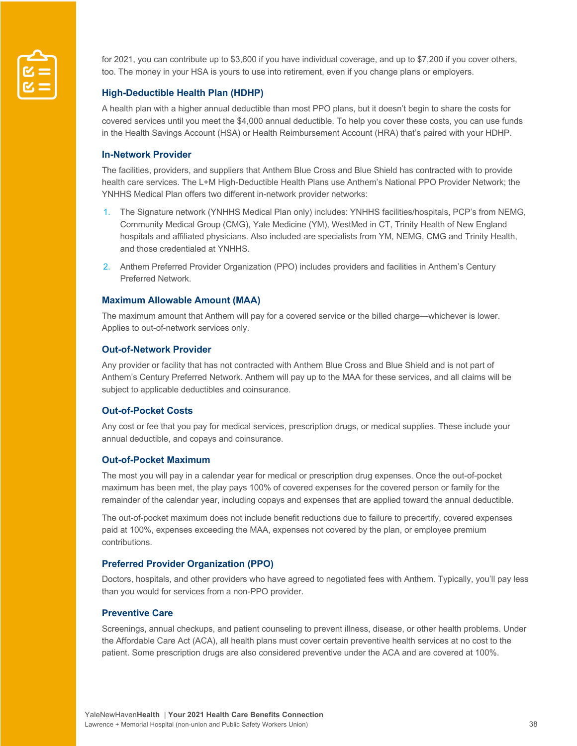for 2021, you can contribute up to $3,600 if you have individual coverage, and up to $7,200 if you cover others, too. The money in your HSA is yours to use into retirement, even if you change plans or employers.

### High-Deductible Health Plan (HDHP)

A health plan with a higher annual deductible than most PPO plans, but it doesn't begin to share the costs for covered services until you meet the $4,000 annual deductible. To help you cover these costs, you can use funds in the Health Savings Account (HSA) or Health Reimbursement Account (HRA) that's paired with your HDHP.

### In-Network Provider

The facilities, providers, and suppliers that Anthem Blue Cross and Blue Shield has contracted with to provide health care services. The L+M High-Deductible Health Plans use Anthem's National PPO Provider Network; the YNHHS Medical Plan offers two different in-network provider networks:

1. The Signature network (YNHHS Medical Plan only) includes: YNHHS facilities/hospitals, PCP's from NEMG, Community Medical Group (CMG), Yale Medicine (YM), WestMed in CT, Trinity Health of New England hospitals and affiliated physicians. Also included are specialists from YM, NEMG, CMG and Trinity Health, and those credentialed at YNHHS.
2. Anthem Preferred Provider Organization (PPO) includes providers and facilities in Anthem's Century Preferred Network.

### Maximum Allowable Amount (MAA)

The maximum amount that Anthem will pay for a covered service or the billed charge—whichever is lower. Applies to out-of-network services only.

### Out-of-Network Provider

Any provider or facility that has not contracted with Anthem Blue Cross and Blue Shield and is not part of Anthem's Century Preferred Network. Anthem will pay up to the MAA for these services, and all claims will be subject to applicable deductibles and coinsurance.

### Out-of-Pocket Costs

Any cost or fee that you pay for medical services, prescription drugs, or medical supplies. These include your annual deductible, and copays and coinsurance.

### Out-of-Pocket Maximum

The most you will pay in a calendar year for medical or prescription drug expenses. Once the out-of-pocket maximum has been met, the play pays 100% of covered expenses for the covered person or family for the remainder of the calendar year, including copays and expenses that are applied toward the annual deductible.

The out-of-pocket maximum does not include benefit reductions due to failure to precertify, covered expenses paid at 100%, expenses exceeding the MAA, expenses not covered by the plan, or employee premium contributions.

### Preferred Provider Organization (PPO)

Doctors, hospitals, and other providers who have agreed to negotiated fees with Anthem. Typically, you'll pay less than you would for services from a non-PPO provider.

### Preventive Care

Screenings, annual checkups, and patient counseling to prevent illness, disease, or other health problems. Under the Affordable Care Act (ACA), all health plans must cover certain preventive health services at no cost to the patient. Some prescription drugs are also considered preventive under the ACA and are covered at 100%.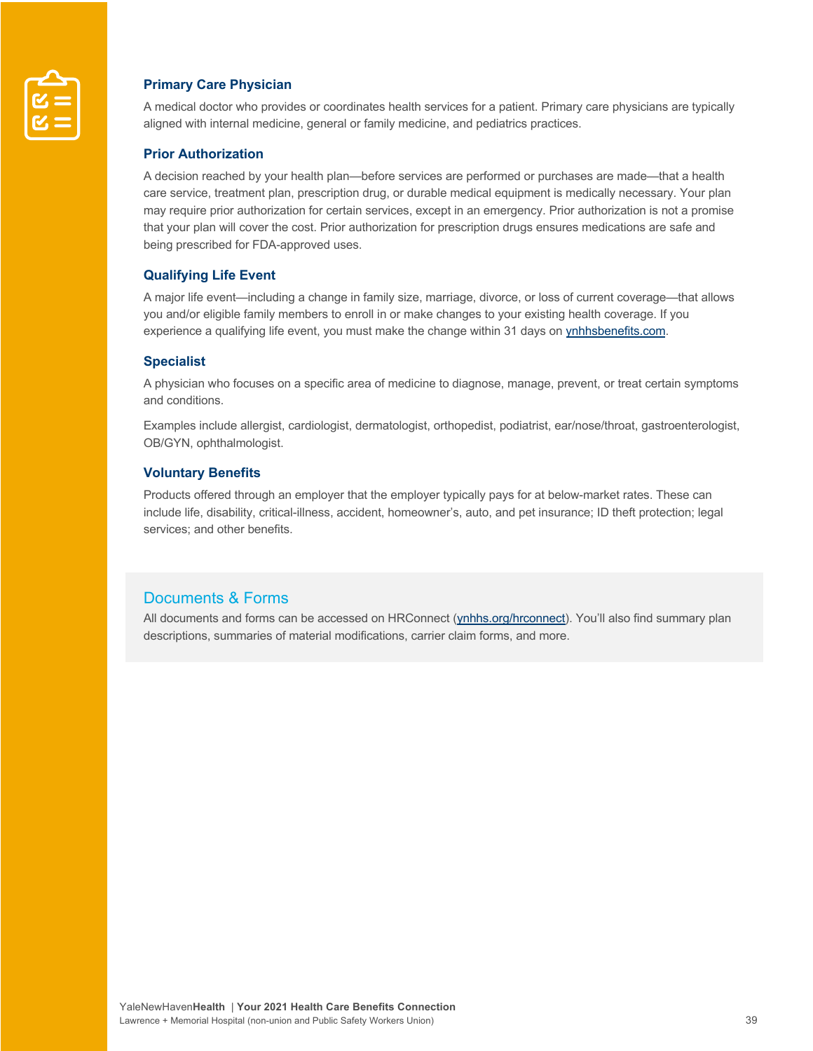### Primary Care Physician

A medical doctor who provides or coordinates health services for a patient. Primary care physicians are typically aligned with internal medicine, general or family medicine, and pediatrics practices.

### Prior Authorization

A decision reached by your health plan—before services are performed or purchases are made—that a health care service, treatment plan, prescription drug, or durable medical equipment is medically necessary. Your plan may require prior authorization for certain services, except in an emergency. Prior authorization is not a promise that your plan will cover the cost. Prior authorization for prescription drugs ensures medications are safe and being prescribed for FDA-approved uses.

### Qualifying Life Event

A major life event—including a change in family size, marriage, divorce, or loss of current coverage—that allows you and/or eligible family members to enroll in or make changes to your existing health coverage. If you experience a qualifying life event, you must make the change within 31 days on ynhhsbenefits.com.

### Specialist

A physician who focuses on a specific area of medicine to diagnose, manage, prevent, or treat certain symptoms and conditions.

Examples include allergist, cardiologist, dermatologist, orthopedist, podiatrist, ear/nose/throat, gastroenterologist, OB/GYN, ophthalmologist.

### Voluntary Benefits

Products offered through an employer that the employer typically pays for at below-market rates. These can include life, disability, critical-illness, accident, homeowner's, auto, and pet insurance; ID theft protection; legal services; and other benefits.

## Documents & Forms

All documents and forms can be accessed on HRConnect (ynhhs.org/hrconnect). You'll also find summary plan descriptions, summaries of material modifications, carrier claim forms, and more.